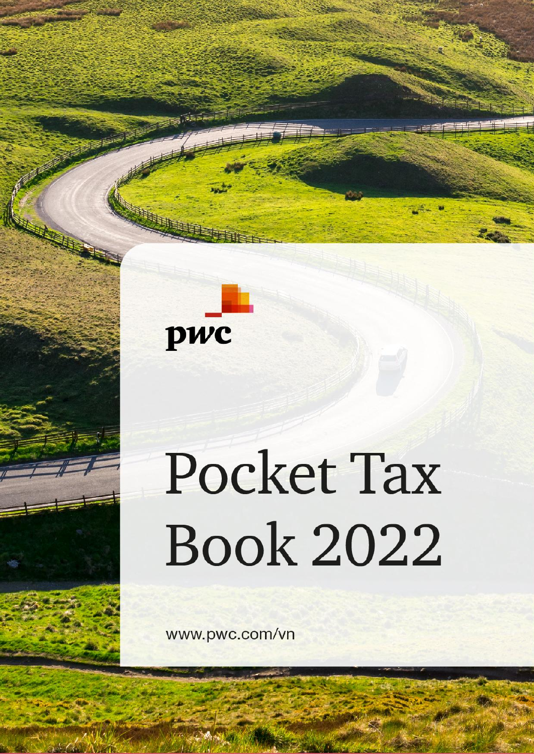pwc

# Pocket Tax Book 2022

www.pwc.com/vn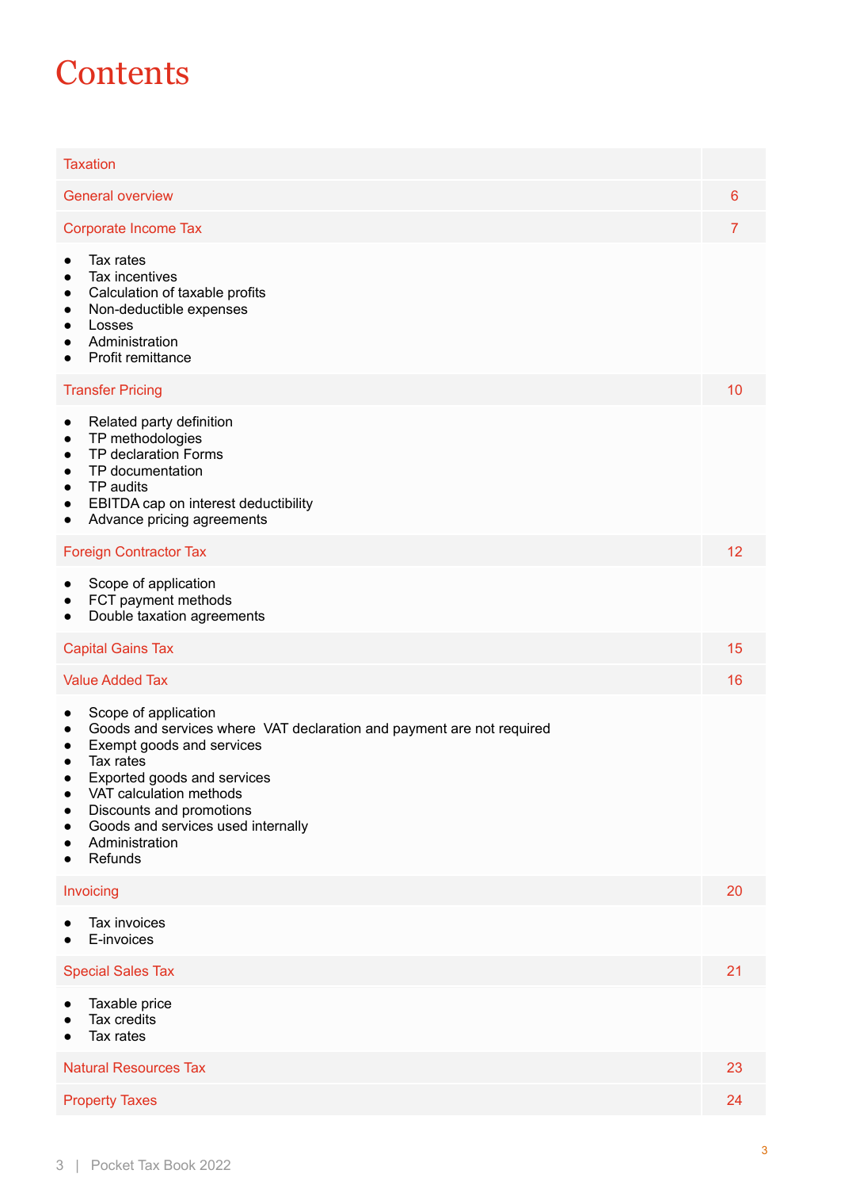# Contents

| Taxation | |
|---|---|
| General overview | 6 |
| Corporate Income Tax | 7 |
| • Tax rates<br>• Tax incentives<br>• Calculation of taxable profits<br>• Non-deductible expenses<br>• Losses<br>• Administration<br>• Profit remittance | |
| Transfer Pricing | 10 |
| • Related party definition<br>• TP methodologies<br>• TP declaration Forms<br>• TP documentation<br>• TP audits<br>• EBITDA cap on interest deductibility<br>• Advance pricing agreements | |
| Foreign Contractor Tax | 12 |
| • Scope of application<br>• FCT payment methods<br>• Double taxation agreements | |
| Capital Gains Tax | 15 |
| Value Added Tax | 16 |
| • Scope of application<br>• Goods and services where VAT declaration and payment are not required<br>• Exempt goods and services<br>• Tax rates<br>• Exported goods and services<br>• VAT calculation methods<br>• Discounts and promotions<br>• Goods and services used internally<br>• Administration<br>• Refunds | |
| Invoicing | 20 |
| • Tax invoices<br>• E-invoices | |
| Special Sales Tax | 21 |
| • Taxable price<br>• Tax credits<br>• Tax rates | |
| Natural Resources Tax | 23 |
| Property Taxes | 24 |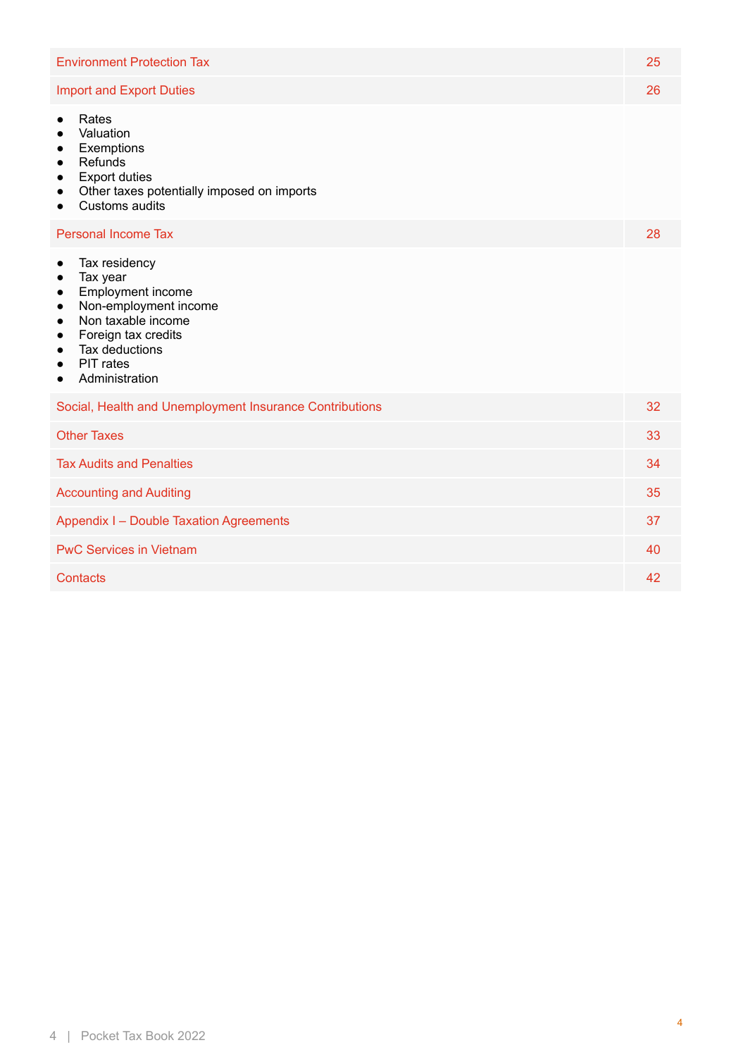| | |
|---|---|
| Environment Protection Tax | 25 |
| Import and Export Duties | 26 |
| • Rates<br>• Valuation<br>• Exemptions<br>• Refunds<br>• Export duties<br>• Other taxes potentially imposed on imports<br>• Customs audits | |
| Personal Income Tax | 28 |
| • Tax residency<br>• Tax year<br>• Employment income<br>• Non-employment income<br>• Non taxable income<br>• Foreign tax credits<br>• Tax deductions<br>• PIT rates<br>• Administration | |
| Social, Health and Unemployment Insurance Contributions | 32 |
| Other Taxes | 33 |
| Tax Audits and Penalties | 34 |
| Accounting and Auditing | 35 |
| Appendix I – Double Taxation Agreements | 37 |
| PwC Services in Vietnam | 40 |
| Contacts | 42 |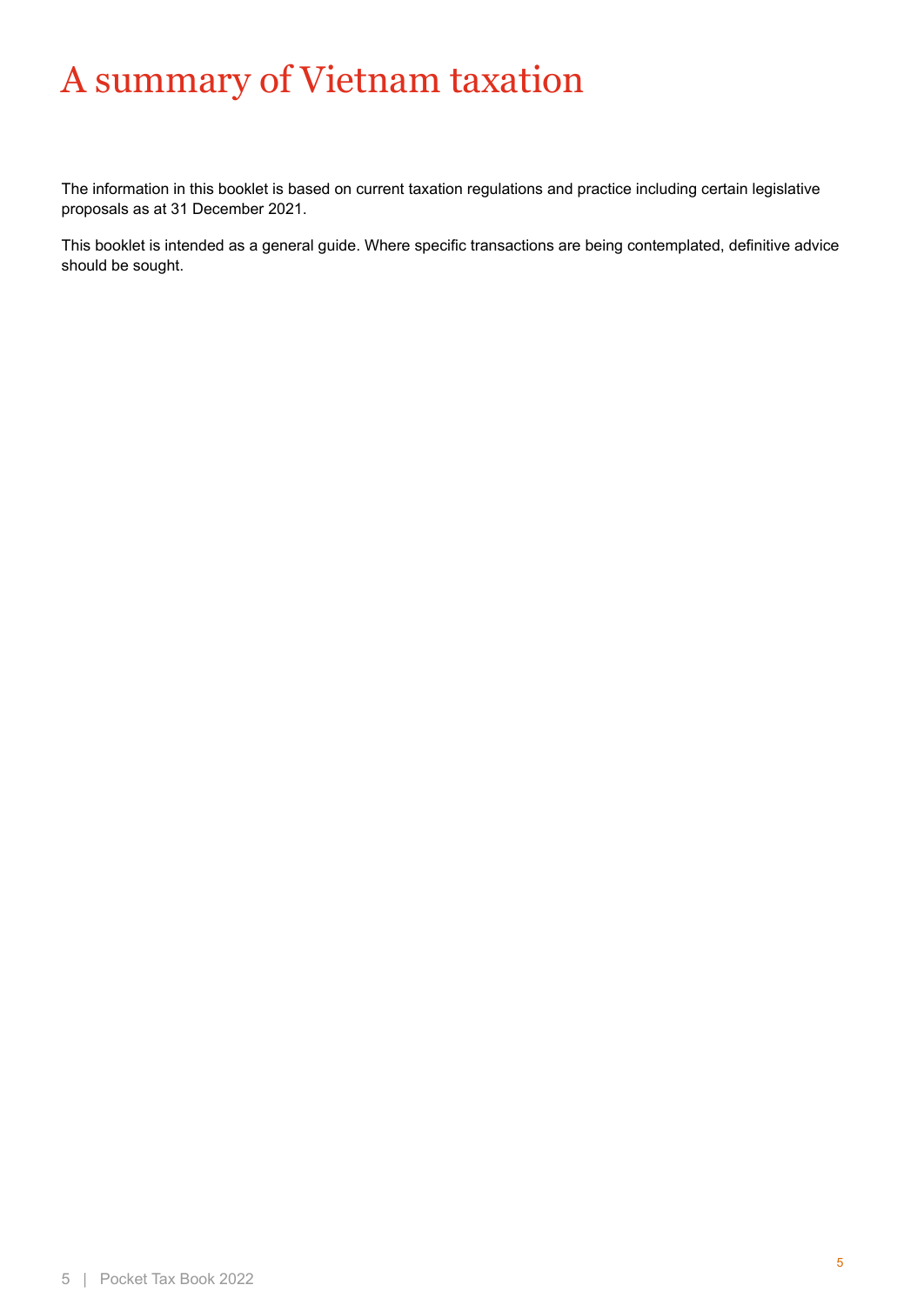# A summary of Vietnam taxation

The information in this booklet is based on current taxation regulations and practice including certain legislative proposals as at 31 December 2021.

This booklet is intended as a general guide. Where specific transactions are being contemplated, definitive advice should be sought.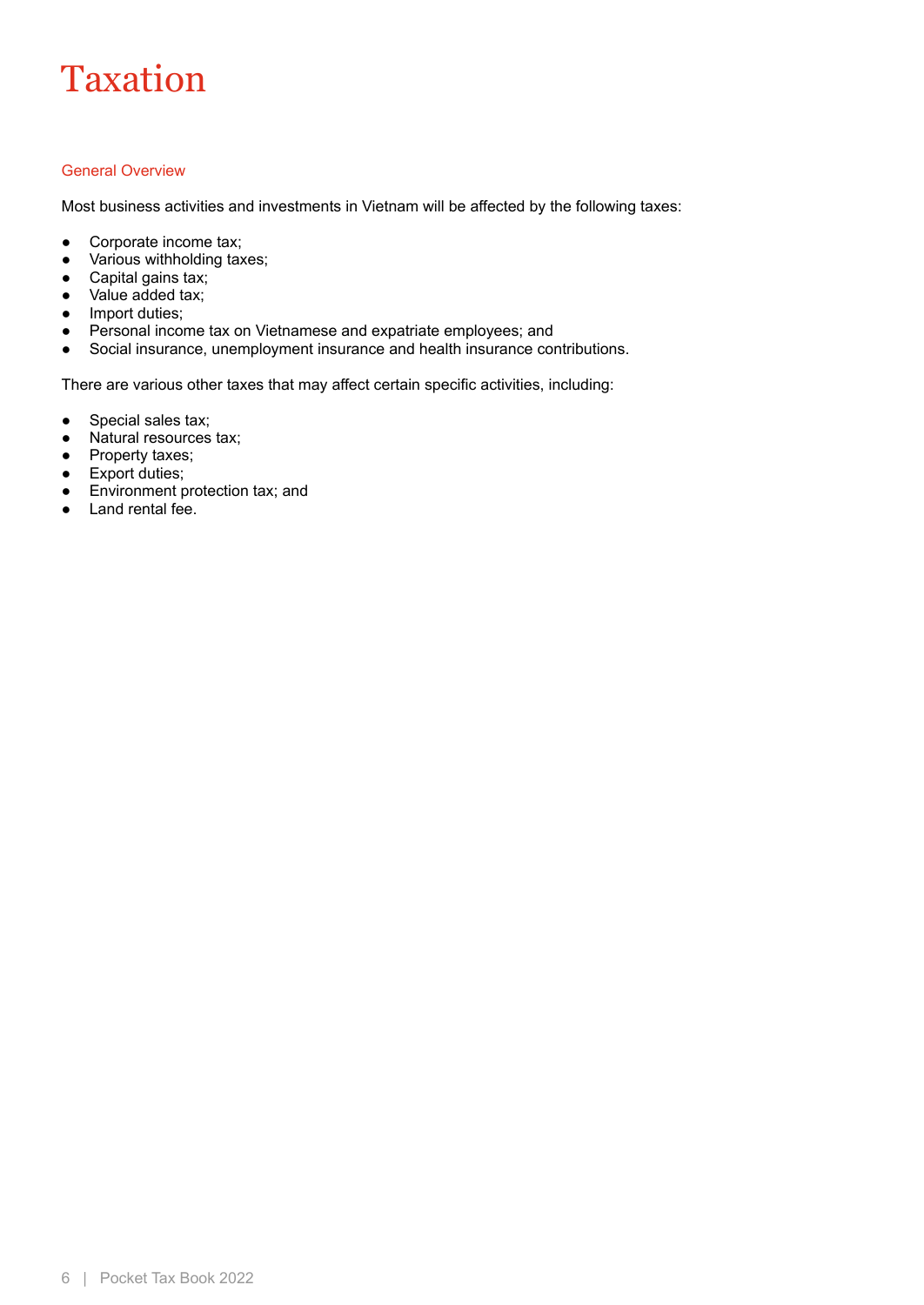# Taxation

## General Overview

Most business activities and investments in Vietnam will be affected by the following taxes:

- Corporate income tax;
- Various withholding taxes;
- Capital gains tax;
- Value added tax;
- Import duties;
- Personal income tax on Vietnamese and expatriate employees; and
- Social insurance, unemployment insurance and health insurance contributions.

There are various other taxes that may affect certain specific activities, including:

- Special sales tax;
- Natural resources tax;
- Property taxes;
- Export duties;
- Environment protection tax; and
- Land rental fee.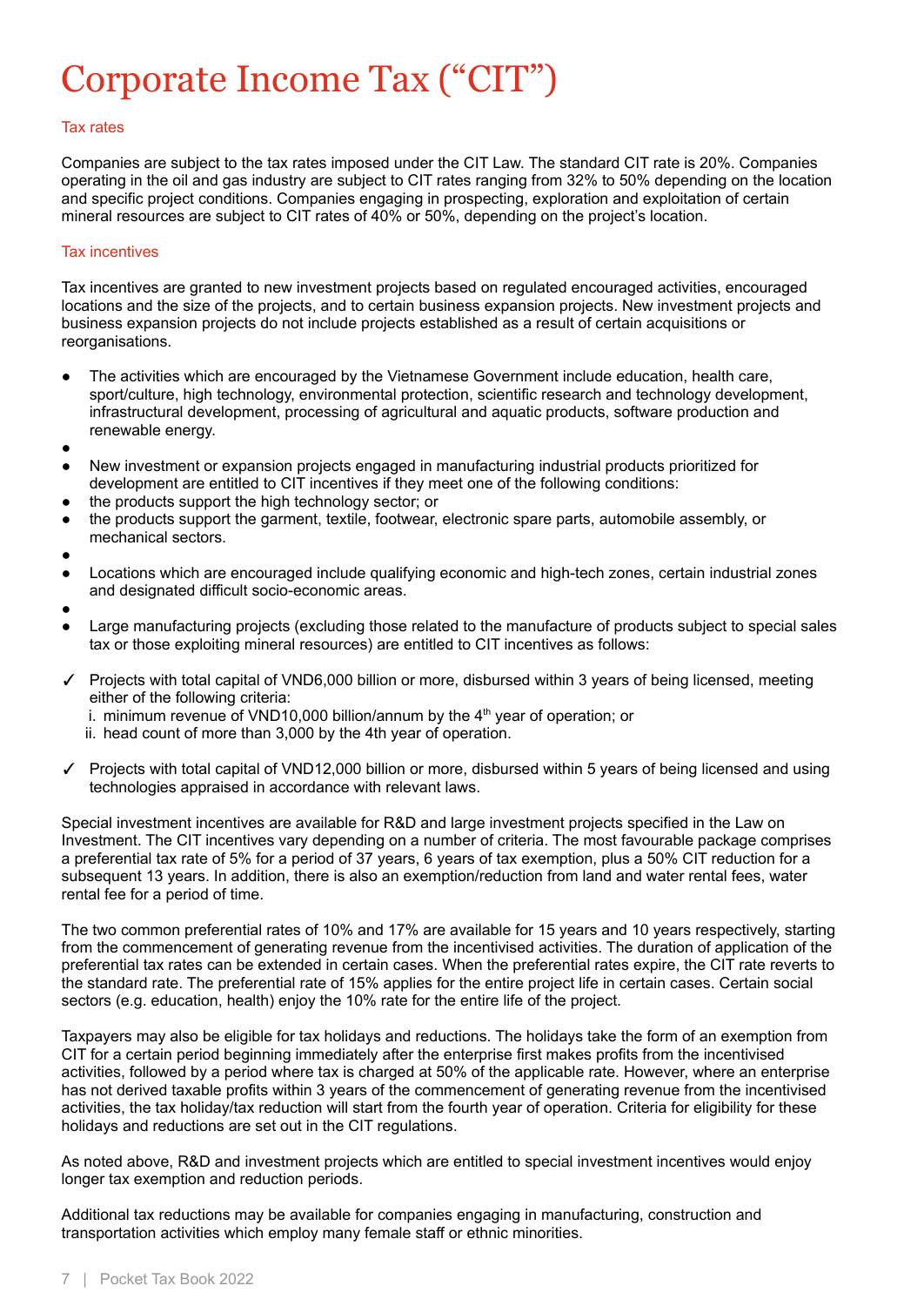# Corporate Income Tax ("CIT")

## Tax rates

Companies are subject to the tax rates imposed under the CIT Law. The standard CIT rate is 20%. Companies operating in the oil and gas industry are subject to CIT rates ranging from 32% to 50% depending on the location and specific project conditions. Companies engaging in prospecting, exploration and exploitation of certain mineral resources are subject to CIT rates of 40% or 50%, depending on the project's location.

## Tax incentives

Tax incentives are granted to new investment projects based on regulated encouraged activities, encouraged locations and the size of the projects, and to certain business expansion projects. New investment projects and business expansion projects do not include projects established as a result of certain acquisitions or reorganisations.

- The activities which are encouraged by the Vietnamese Government include education, health care, sport/culture, high technology, environmental protection, scientific research and technology development, infrastructural development, processing of agricultural and aquatic products, software production and renewable energy.
- New investment or expansion projects engaged in manufacturing industrial products prioritized for development are entitled to CIT incentives if they meet one of the following conditions:
- the products support the high technology sector; or
- the products support the garment, textile, footwear, electronic spare parts, automobile assembly, or mechanical sectors.
- Locations which are encouraged include qualifying economic and high-tech zones, certain industrial zones and designated difficult socio-economic areas.
- Large manufacturing projects (excluding those related to the manufacture of products subject to special sales tax or those exploiting mineral resources) are entitled to CIT incentives as follows:

✓ Projects with total capital of VND6,000 billion or more, disbursed within 3 years of being licensed, meeting either of the following criteria:
   i. minimum revenue of VND10,000 billion/annum by the 4th year of operation; or
   ii. head count of more than 3,000 by the 4th year of operation.

✓ Projects with total capital of VND12,000 billion or more, disbursed within 5 years of being licensed and using technologies appraised in accordance with relevant laws.

Special investment incentives are available for R&D and large investment projects specified in the Law on Investment. The CIT incentives vary depending on a number of criteria. The most favourable package comprises a preferential tax rate of 5% for a period of 37 years, 6 years of tax exemption, plus a 50% CIT reduction for a subsequent 13 years. In addition, there is also an exemption/reduction from land and water rental fees, water rental fee for a period of time.

The two common preferential rates of 10% and 17% are available for 15 years and 10 years respectively, starting from the commencement of generating revenue from the incentivised activities. The duration of application of the preferential tax rates can be extended in certain cases. When the preferential rates expire, the CIT rate reverts to the standard rate. The preferential rate of 15% applies for the entire project life in certain cases. Certain social sectors (e.g. education, health) enjoy the 10% rate for the entire life of the project.

Taxpayers may also be eligible for tax holidays and reductions. The holidays take the form of an exemption from CIT for a certain period beginning immediately after the enterprise first makes profits from the incentivised activities, followed by a period where tax is charged at 50% of the applicable rate. However, where an enterprise has not derived taxable profits within 3 years of the commencement of generating revenue from the incentivised activities, the tax holiday/tax reduction will start from the fourth year of operation. Criteria for eligibility for these holidays and reductions are set out in the CIT regulations.

As noted above, R&D and investment projects which are entitled to special investment incentives would enjoy longer tax exemption and reduction periods.

Additional tax reductions may be available for companies engaging in manufacturing, construction and transportation activities which employ many female staff or ethnic minorities.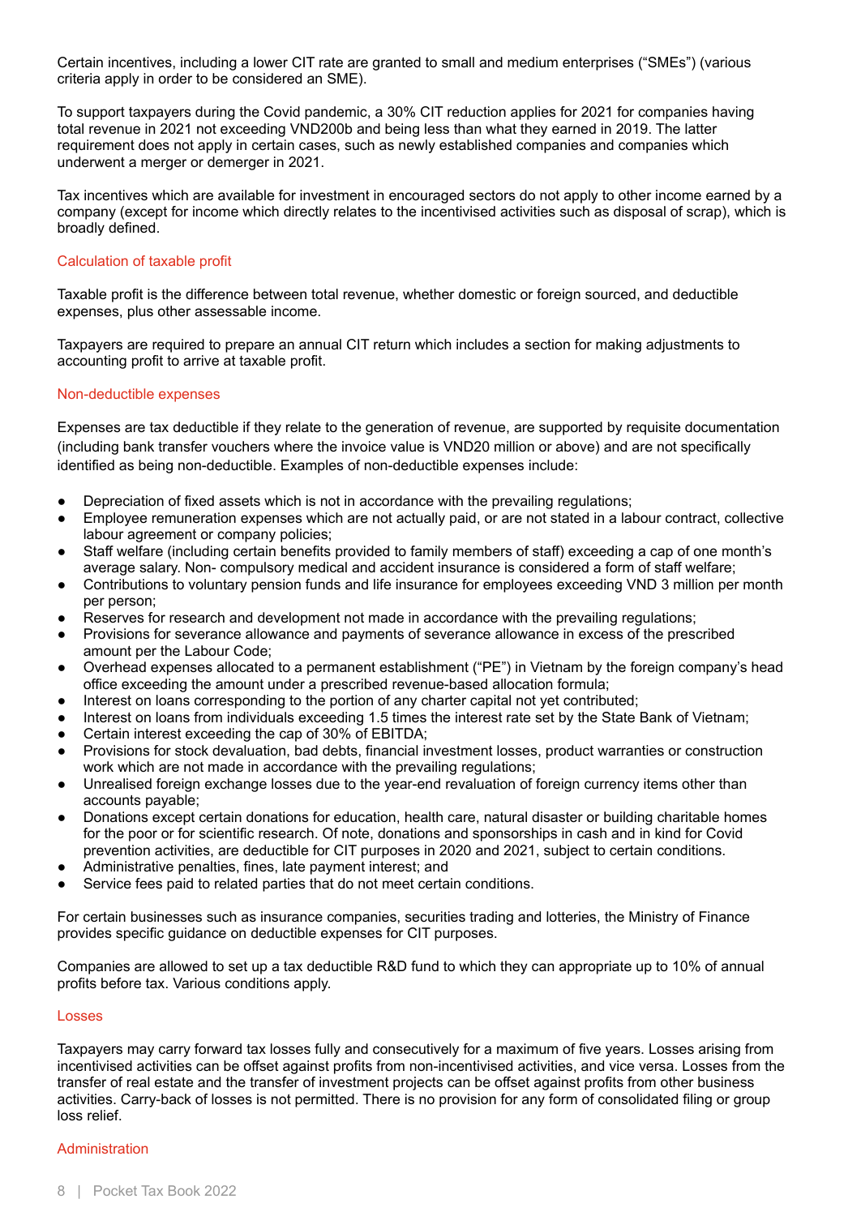Certain incentives, including a lower CIT rate are granted to small and medium enterprises ("SMEs") (various criteria apply in order to be considered an SME).

To support taxpayers during the Covid pandemic, a 30% CIT reduction applies for 2021 for companies having total revenue in 2021 not exceeding VND200b and being less than what they earned in 2019. The latter requirement does not apply in certain cases, such as newly established companies and companies which underwent a merger or demerger in 2021.

Tax incentives which are available for investment in encouraged sectors do not apply to other income earned by a company (except for income which directly relates to the incentivised activities such as disposal of scrap), which is broadly defined.

### Calculation of taxable profit

Taxable profit is the difference between total revenue, whether domestic or foreign sourced, and deductible expenses, plus other assessable income.

Taxpayers are required to prepare an annual CIT return which includes a section for making adjustments to accounting profit to arrive at taxable profit.

### Non-deductible expenses

Expenses are tax deductible if they relate to the generation of revenue, are supported by requisite documentation (including bank transfer vouchers where the invoice value is VND20 million or above) and are not specifically identified as being non-deductible. Examples of non-deductible expenses include:

- Depreciation of fixed assets which is not in accordance with the prevailing regulations;
- Employee remuneration expenses which are not actually paid, or are not stated in a labour contract, collective labour agreement or company policies;
- Staff welfare (including certain benefits provided to family members of staff) exceeding a cap of one month's average salary. Non- compulsory medical and accident insurance is considered a form of staff welfare;
- Contributions to voluntary pension funds and life insurance for employees exceeding VND 3 million per month per person;
- Reserves for research and development not made in accordance with the prevailing regulations;
- Provisions for severance allowance and payments of severance allowance in excess of the prescribed amount per the Labour Code;
- Overhead expenses allocated to a permanent establishment ("PE") in Vietnam by the foreign company's head office exceeding the amount under a prescribed revenue-based allocation formula;
- Interest on loans corresponding to the portion of any charter capital not yet contributed;
- Interest on loans from individuals exceeding 1.5 times the interest rate set by the State Bank of Vietnam;
- Certain interest exceeding the cap of 30% of EBITDA;
- Provisions for stock devaluation, bad debts, financial investment losses, product warranties or construction work which are not made in accordance with the prevailing regulations;
- Unrealised foreign exchange losses due to the year-end revaluation of foreign currency items other than accounts payable;
- Donations except certain donations for education, health care, natural disaster or building charitable homes for the poor or for scientific research. Of note, donations and sponsorships in cash and in kind for Covid prevention activities, are deductible for CIT purposes in 2020 and 2021, subject to certain conditions.
- Administrative penalties, fines, late payment interest; and
- Service fees paid to related parties that do not meet certain conditions.

For certain businesses such as insurance companies, securities trading and lotteries, the Ministry of Finance provides specific guidance on deductible expenses for CIT purposes.

Companies are allowed to set up a tax deductible R&D fund to which they can appropriate up to 10% of annual profits before tax. Various conditions apply.

### Losses

Taxpayers may carry forward tax losses fully and consecutively for a maximum of five years. Losses arising from incentivised activities can be offset against profits from non-incentivised activities, and vice versa. Losses from the transfer of real estate and the transfer of investment projects can be offset against profits from other business activities. Carry-back of losses is not permitted. There is no provision for any form of consolidated filing or group loss relief.

### Administration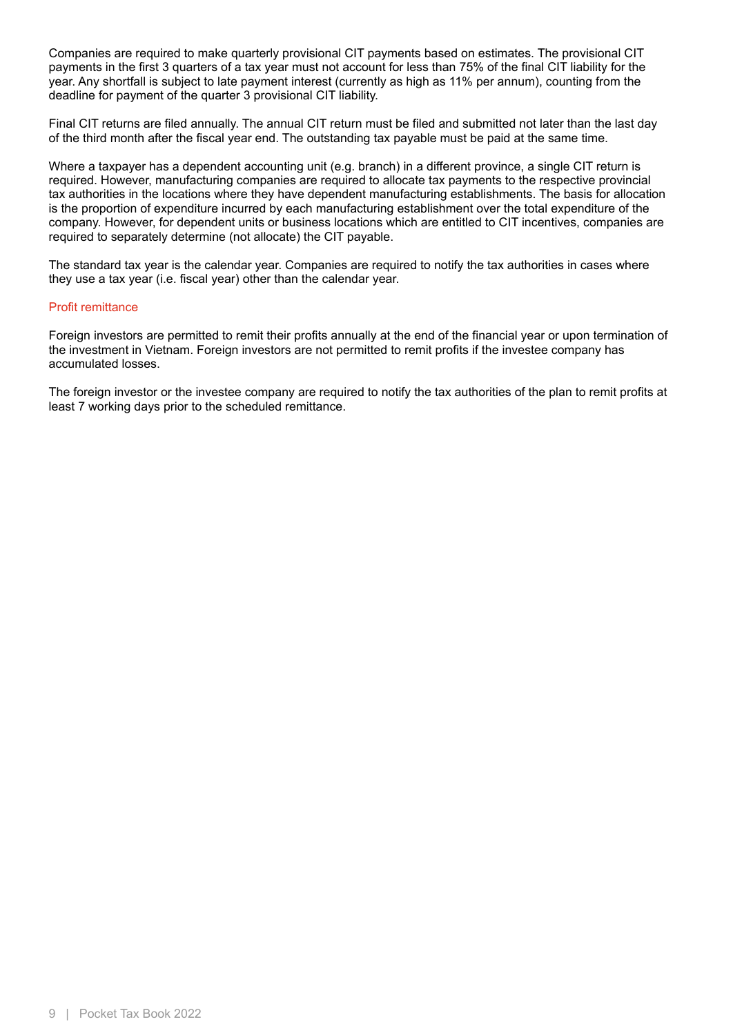Companies are required to make quarterly provisional CIT payments based on estimates. The provisional CIT payments in the first 3 quarters of a tax year must not account for less than 75% of the final CIT liability for the year. Any shortfall is subject to late payment interest (currently as high as 11% per annum), counting from the deadline for payment of the quarter 3 provisional CIT liability.

Final CIT returns are filed annually. The annual CIT return must be filed and submitted not later than the last day of the third month after the fiscal year end. The outstanding tax payable must be paid at the same time.

Where a taxpayer has a dependent accounting unit (e.g. branch) in a different province, a single CIT return is required. However, manufacturing companies are required to allocate tax payments to the respective provincial tax authorities in the locations where they have dependent manufacturing establishments. The basis for allocation is the proportion of expenditure incurred by each manufacturing establishment over the total expenditure of the company. However, for dependent units or business locations which are entitled to CIT incentives, companies are required to separately determine (not allocate) the CIT payable.

The standard tax year is the calendar year. Companies are required to notify the tax authorities in cases where they use a tax year (i.e. fiscal year) other than the calendar year.

### Profit remittance

Foreign investors are permitted to remit their profits annually at the end of the financial year or upon termination of the investment in Vietnam. Foreign investors are not permitted to remit profits if the investee company has accumulated losses.

The foreign investor or the investee company are required to notify the tax authorities of the plan to remit profits at least 7 working days prior to the scheduled remittance.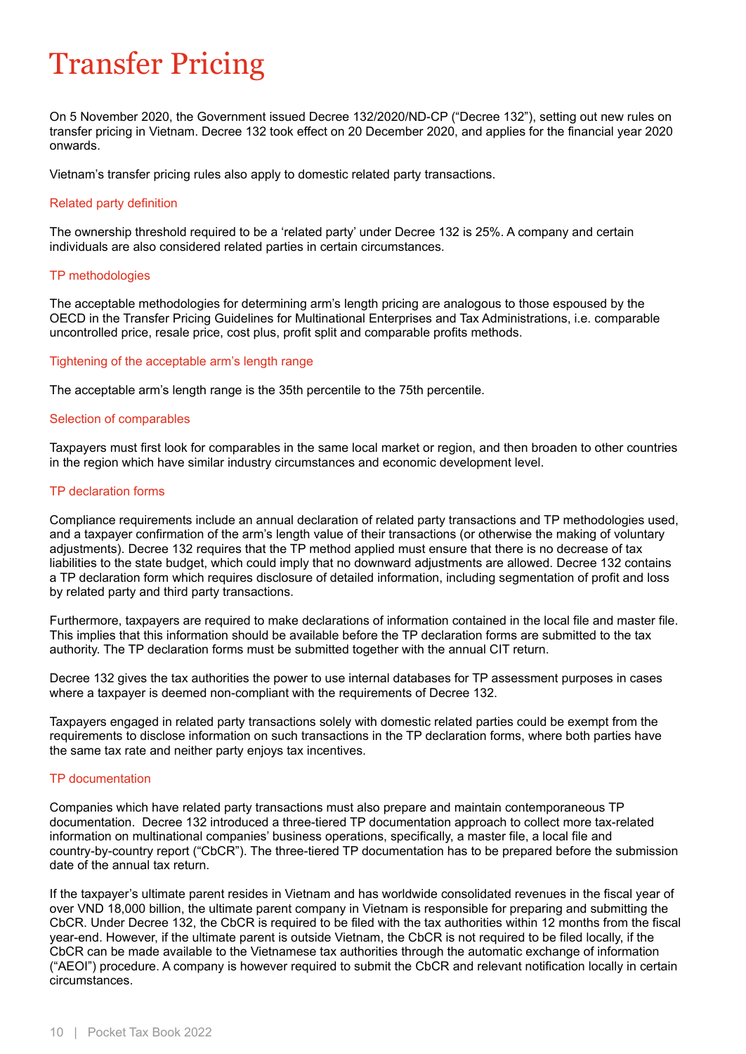# Transfer Pricing

On 5 November 2020, the Government issued Decree 132/2020/ND-CP ("Decree 132"), setting out new rules on transfer pricing in Vietnam. Decree 132 took effect on 20 December 2020, and applies for the financial year 2020 onwards.

Vietnam's transfer pricing rules also apply to domestic related party transactions.

### Related party definition

The ownership threshold required to be a 'related party' under Decree 132 is 25%. A company and certain individuals are also considered related parties in certain circumstances.

### TP methodologies

The acceptable methodologies for determining arm's length pricing are analogous to those espoused by the OECD in the Transfer Pricing Guidelines for Multinational Enterprises and Tax Administrations, i.e. comparable uncontrolled price, resale price, cost plus, profit split and comparable profits methods.

### Tightening of the acceptable arm's length range

The acceptable arm's length range is the 35th percentile to the 75th percentile.

### Selection of comparables

Taxpayers must first look for comparables in the same local market or region, and then broaden to other countries in the region which have similar industry circumstances and economic development level.

### TP declaration forms

Compliance requirements include an annual declaration of related party transactions and TP methodologies used, and a taxpayer confirmation of the arm's length value of their transactions (or otherwise the making of voluntary adjustments). Decree 132 requires that the TP method applied must ensure that there is no decrease of tax liabilities to the state budget, which could imply that no downward adjustments are allowed. Decree 132 contains a TP declaration form which requires disclosure of detailed information, including segmentation of profit and loss by related party and third party transactions.

Furthermore, taxpayers are required to make declarations of information contained in the local file and master file. This implies that this information should be available before the TP declaration forms are submitted to the tax authority. The TP declaration forms must be submitted together with the annual CIT return.

Decree 132 gives the tax authorities the power to use internal databases for TP assessment purposes in cases where a taxpayer is deemed non-compliant with the requirements of Decree 132.

Taxpayers engaged in related party transactions solely with domestic related parties could be exempt from the requirements to disclose information on such transactions in the TP declaration forms, where both parties have the same tax rate and neither party enjoys tax incentives.

### TP documentation

Companies which have related party transactions must also prepare and maintain contemporaneous TP documentation. Decree 132 introduced a three-tiered TP documentation approach to collect more tax-related information on multinational companies' business operations, specifically, a master file, a local file and country-by-country report ("CbCR"). The three-tiered TP documentation has to be prepared before the submission date of the annual tax return.

If the taxpayer's ultimate parent resides in Vietnam and has worldwide consolidated revenues in the fiscal year of over VND 18,000 billion, the ultimate parent company in Vietnam is responsible for preparing and submitting the CbCR. Under Decree 132, the CbCR is required to be filed with the tax authorities within 12 months from the fiscal year-end. However, if the ultimate parent is outside Vietnam, the CbCR is not required to be filed locally, if the CbCR can be made available to the Vietnamese tax authorities through the automatic exchange of information ("AEOI") procedure. A company is however required to submit the CbCR and relevant notification locally in certain circumstances.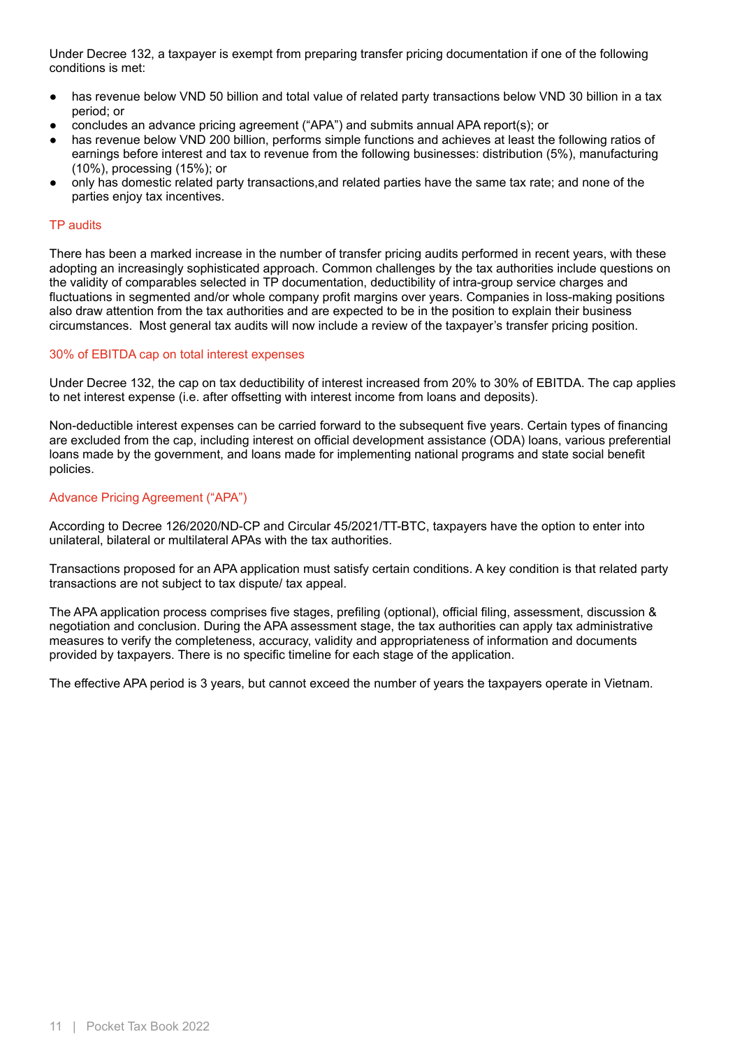Under Decree 132, a taxpayer is exempt from preparing transfer pricing documentation if one of the following conditions is met:

- has revenue below VND 50 billion and total value of related party transactions below VND 30 billion in a tax period; or
- concludes an advance pricing agreement ("APA") and submits annual APA report(s); or
- has revenue below VND 200 billion, performs simple functions and achieves at least the following ratios of earnings before interest and tax to revenue from the following businesses: distribution (5%), manufacturing (10%), processing (15%); or
- only has domestic related party transactions,and related parties have the same tax rate; and none of the parties enjoy tax incentives.

## TP audits

There has been a marked increase in the number of transfer pricing audits performed in recent years, with these adopting an increasingly sophisticated approach. Common challenges by the tax authorities include questions on the validity of comparables selected in TP documentation, deductibility of intra-group service charges and fluctuations in segmented and/or whole company profit margins over years. Companies in loss-making positions also draw attention from the tax authorities and are expected to be in the position to explain their business circumstances. Most general tax audits will now include a review of the taxpayer's transfer pricing position.

## 30% of EBITDA cap on total interest expenses

Under Decree 132, the cap on tax deductibility of interest increased from 20% to 30% of EBITDA. The cap applies to net interest expense (i.e. after offsetting with interest income from loans and deposits).

Non-deductible interest expenses can be carried forward to the subsequent five years. Certain types of financing are excluded from the cap, including interest on official development assistance (ODA) loans, various preferential loans made by the government, and loans made for implementing national programs and state social benefit policies.

## Advance Pricing Agreement ("APA")

According to Decree 126/2020/ND-CP and Circular 45/2021/TT-BTC, taxpayers have the option to enter into unilateral, bilateral or multilateral APAs with the tax authorities.

Transactions proposed for an APA application must satisfy certain conditions. A key condition is that related party transactions are not subject to tax dispute/ tax appeal.

The APA application process comprises five stages, prefiling (optional), official filing, assessment, discussion & negotiation and conclusion. During the APA assessment stage, the tax authorities can apply tax administrative measures to verify the completeness, accuracy, validity and appropriateness of information and documents provided by taxpayers. There is no specific timeline for each stage of the application.

The effective APA period is 3 years, but cannot exceed the number of years the taxpayers operate in Vietnam.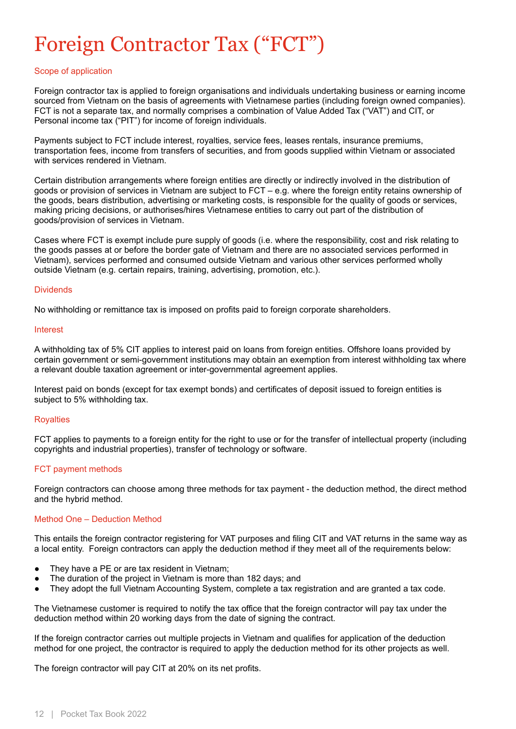# Foreign Contractor Tax ("FCT")

## Scope of application

Foreign contractor tax is applied to foreign organisations and individuals undertaking business or earning income sourced from Vietnam on the basis of agreements with Vietnamese parties (including foreign owned companies). FCT is not a separate tax, and normally comprises a combination of Value Added Tax ("VAT") and CIT, or Personal income tax ("PIT") for income of foreign individuals.

Payments subject to FCT include interest, royalties, service fees, leases rentals, insurance premiums, transportation fees, income from transfers of securities, and from goods supplied within Vietnam or associated with services rendered in Vietnam.

Certain distribution arrangements where foreign entities are directly or indirectly involved in the distribution of goods or provision of services in Vietnam are subject to FCT – e.g. where the foreign entity retains ownership of the goods, bears distribution, advertising or marketing costs, is responsible for the quality of goods or services, making pricing decisions, or authorises/hires Vietnamese entities to carry out part of the distribution of goods/provision of services in Vietnam.

Cases where FCT is exempt include pure supply of goods (i.e. where the responsibility, cost and risk relating to the goods passes at or before the border gate of Vietnam and there are no associated services performed in Vietnam), services performed and consumed outside Vietnam and various other services performed wholly outside Vietnam (e.g. certain repairs, training, advertising, promotion, etc.).

## Dividends

No withholding or remittance tax is imposed on profits paid to foreign corporate shareholders.

## Interest

A withholding tax of 5% CIT applies to interest paid on loans from foreign entities. Offshore loans provided by certain government or semi-government institutions may obtain an exemption from interest withholding tax where a relevant double taxation agreement or inter-governmental agreement applies.

Interest paid on bonds (except for tax exempt bonds) and certificates of deposit issued to foreign entities is subject to 5% withholding tax.

## Royalties

FCT applies to payments to a foreign entity for the right to use or for the transfer of intellectual property (including copyrights and industrial properties), transfer of technology or software.

## FCT payment methods

Foreign contractors can choose among three methods for tax payment - the deduction method, the direct method and the hybrid method.

## Method One – Deduction Method

This entails the foreign contractor registering for VAT purposes and filing CIT and VAT returns in the same way as a local entity. Foreign contractors can apply the deduction method if they meet all of the requirements below:

- They have a PE or are tax resident in Vietnam;
- The duration of the project in Vietnam is more than 182 days; and
- They adopt the full Vietnam Accounting System, complete a tax registration and are granted a tax code.

The Vietnamese customer is required to notify the tax office that the foreign contractor will pay tax under the deduction method within 20 working days from the date of signing the contract.

If the foreign contractor carries out multiple projects in Vietnam and qualifies for application of the deduction method for one project, the contractor is required to apply the deduction method for its other projects as well.

The foreign contractor will pay CIT at 20% on its net profits.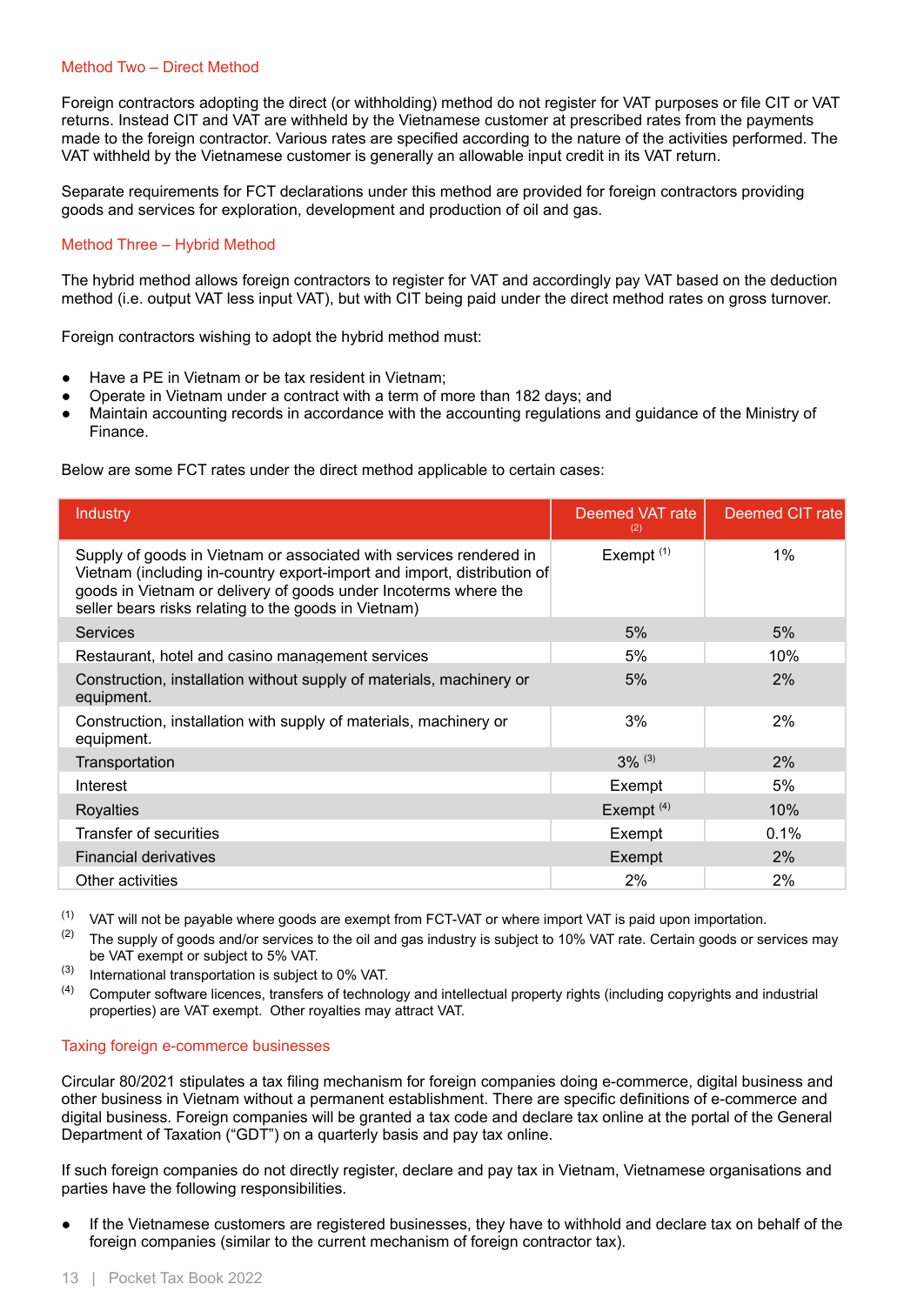### Method Two – Direct Method

Foreign contractors adopting the direct (or withholding) method do not register for VAT purposes or file CIT or VAT returns. Instead CIT and VAT are withheld by the Vietnamese customer at prescribed rates from the payments made to the foreign contractor. Various rates are specified according to the nature of the activities performed. The VAT withheld by the Vietnamese customer is generally an allowable input credit in its VAT return.

Separate requirements for FCT declarations under this method are provided for foreign contractors providing goods and services for exploration, development and production of oil and gas.

### Method Three – Hybrid Method

The hybrid method allows foreign contractors to register for VAT and accordingly pay VAT based on the deduction method (i.e. output VAT less input VAT), but with CIT being paid under the direct method rates on gross turnover.

Foreign contractors wishing to adopt the hybrid method must:

- Have a PE in Vietnam or be tax resident in Vietnam;
- Operate in Vietnam under a contract with a term of more than 182 days; and
- Maintain accounting records in accordance with the accounting regulations and guidance of the Ministry of Finance.

Below are some FCT rates under the direct method applicable to certain cases:

| Industry | Deemed VAT rate [2] | Deemed CIT rate |
|---|---|---|
| Supply of goods in Vietnam or associated with services rendered in Vietnam (including in-country export-import and import, distribution of goods in Vietnam or delivery of goods under Incoterms where the seller bears risks relating to the goods in Vietnam) | Exempt [1] | 1% |
| Services | 5% | 5% |
| Restaurant, hotel and casino management services | 5% | 10% |
| Construction, installation without supply of materials, machinery or equipment. | 5% | 2% |
| Construction, installation with supply of materials, machinery or equipment. | 3% | 2% |
| Transportation | 3% [3] | 2% |
| Interest | Exempt | 5% |
| Royalties | Exempt [4] | 10% |
| Transfer of securities | Exempt | 0.1% |
| Financial derivatives | Exempt | 2% |
| Other activities | 2% | 2% |

[1] VAT will not be payable where goods are exempt from FCT-VAT or where import VAT is paid upon importation.

[2] The supply of goods and/or services to the oil and gas industry is subject to 10% VAT rate. Certain goods or services may be VAT exempt or subject to 5% VAT.

[3] International transportation is subject to 0% VAT.

[4] Computer software licences, transfers of technology and intellectual property rights (including copyrights and industrial properties) are VAT exempt. Other royalties may attract VAT.

### Taxing foreign e-commerce businesses

Circular 80/2021 stipulates a tax filing mechanism for foreign companies doing e-commerce, digital business and other business in Vietnam without a permanent establishment. There are specific definitions of e-commerce and digital business. Foreign companies will be granted a tax code and declare tax online at the portal of the General Department of Taxation ("GDT") on a quarterly basis and pay tax online.

If such foreign companies do not directly register, declare and pay tax in Vietnam, Vietnamese organisations and parties have the following responsibilities.

- If the Vietnamese customers are registered businesses, they have to withhold and declare tax on behalf of the foreign companies (similar to the current mechanism of foreign contractor tax).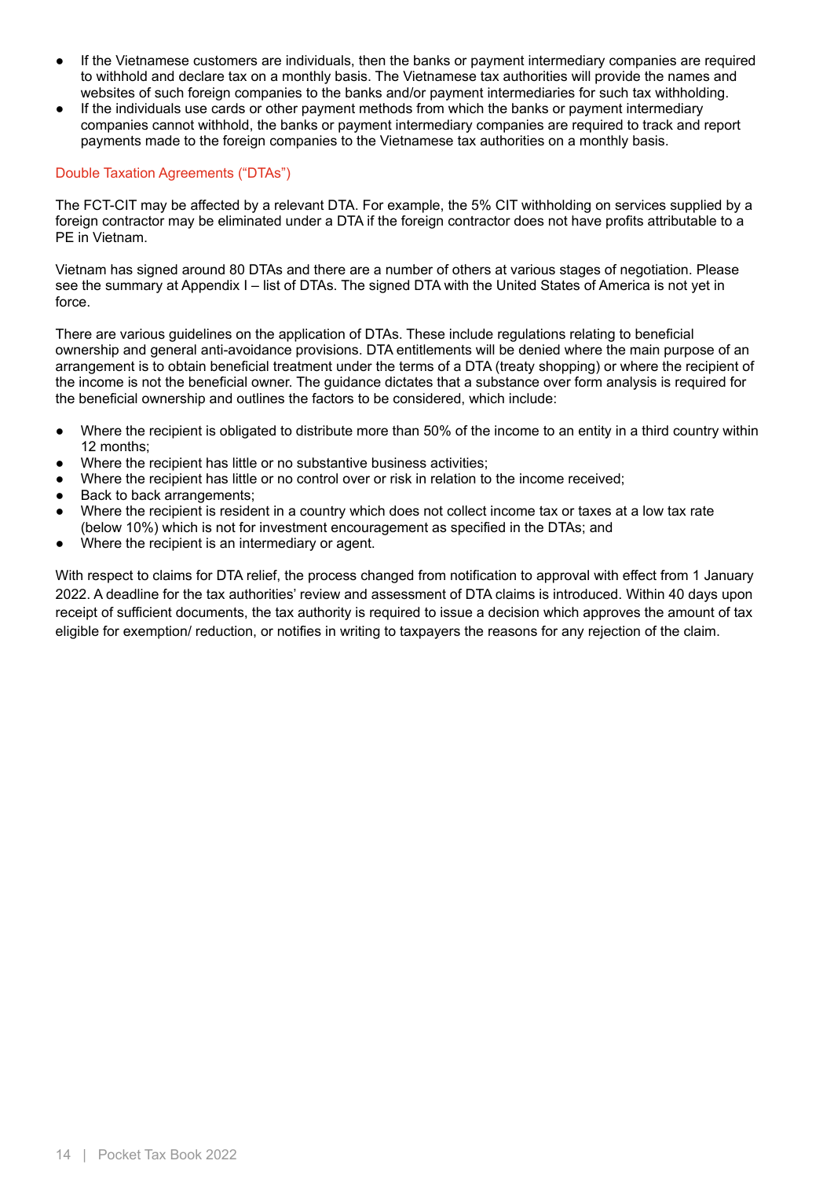- If the Vietnamese customers are individuals, then the banks or payment intermediary companies are required to withhold and declare tax on a monthly basis. The Vietnamese tax authorities will provide the names and websites of such foreign companies to the banks and/or payment intermediaries for such tax withholding.
- If the individuals use cards or other payment methods from which the banks or payment intermediary companies cannot withhold, the banks or payment intermediary companies are required to track and report payments made to the foreign companies to the Vietnamese tax authorities on a monthly basis.

## Double Taxation Agreements ("DTAs")

The FCT-CIT may be affected by a relevant DTA. For example, the 5% CIT withholding on services supplied by a foreign contractor may be eliminated under a DTA if the foreign contractor does not have profits attributable to a PE in Vietnam.

Vietnam has signed around 80 DTAs and there are a number of others at various stages of negotiation. Please see the summary at Appendix I – list of DTAs. The signed DTA with the United States of America is not yet in force.

There are various guidelines on the application of DTAs. These include regulations relating to beneficial ownership and general anti-avoidance provisions. DTA entitlements will be denied where the main purpose of an arrangement is to obtain beneficial treatment under the terms of a DTA (treaty shopping) or where the recipient of the income is not the beneficial owner. The guidance dictates that a substance over form analysis is required for the beneficial ownership and outlines the factors to be considered, which include:

- Where the recipient is obligated to distribute more than 50% of the income to an entity in a third country within 12 months;
- Where the recipient has little or no substantive business activities;
- Where the recipient has little or no control over or risk in relation to the income received;
- Back to back arrangements;
- Where the recipient is resident in a country which does not collect income tax or taxes at a low tax rate (below 10%) which is not for investment encouragement as specified in the DTAs; and
- Where the recipient is an intermediary or agent.

With respect to claims for DTA relief, the process changed from notification to approval with effect from 1 January 2022. A deadline for the tax authorities' review and assessment of DTA claims is introduced. Within 40 days upon receipt of sufficient documents, the tax authority is required to issue a decision which approves the amount of tax eligible for exemption/ reduction, or notifies in writing to taxpayers the reasons for any rejection of the claim.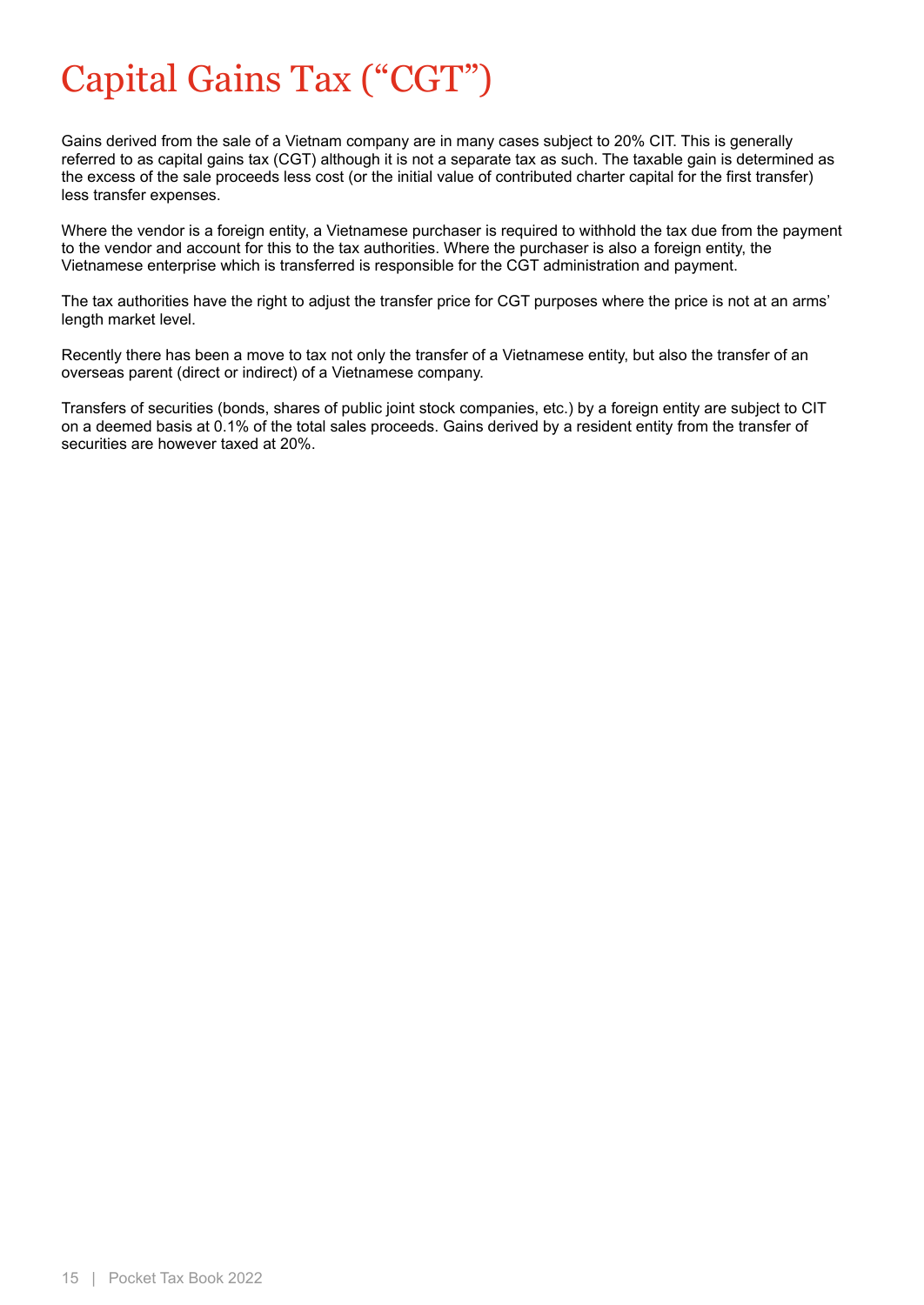# Capital Gains Tax (“CGT”)

Gains derived from the sale of a Vietnam company are in many cases subject to 20% CIT. This is generally referred to as capital gains tax (CGT) although it is not a separate tax as such. The taxable gain is determined as the excess of the sale proceeds less cost (or the initial value of contributed charter capital for the first transfer) less transfer expenses.

Where the vendor is a foreign entity, a Vietnamese purchaser is required to withhold the tax due from the payment to the vendor and account for this to the tax authorities. Where the purchaser is also a foreign entity, the Vietnamese enterprise which is transferred is responsible for the CGT administration and payment.

The tax authorities have the right to adjust the transfer price for CGT purposes where the price is not at an arms' length market level.

Recently there has been a move to tax not only the transfer of a Vietnamese entity, but also the transfer of an overseas parent (direct or indirect) of a Vietnamese company.

Transfers of securities (bonds, shares of public joint stock companies, etc.) by a foreign entity are subject to CIT on a deemed basis at 0.1% of the total sales proceeds. Gains derived by a resident entity from the transfer of securities are however taxed at 20%.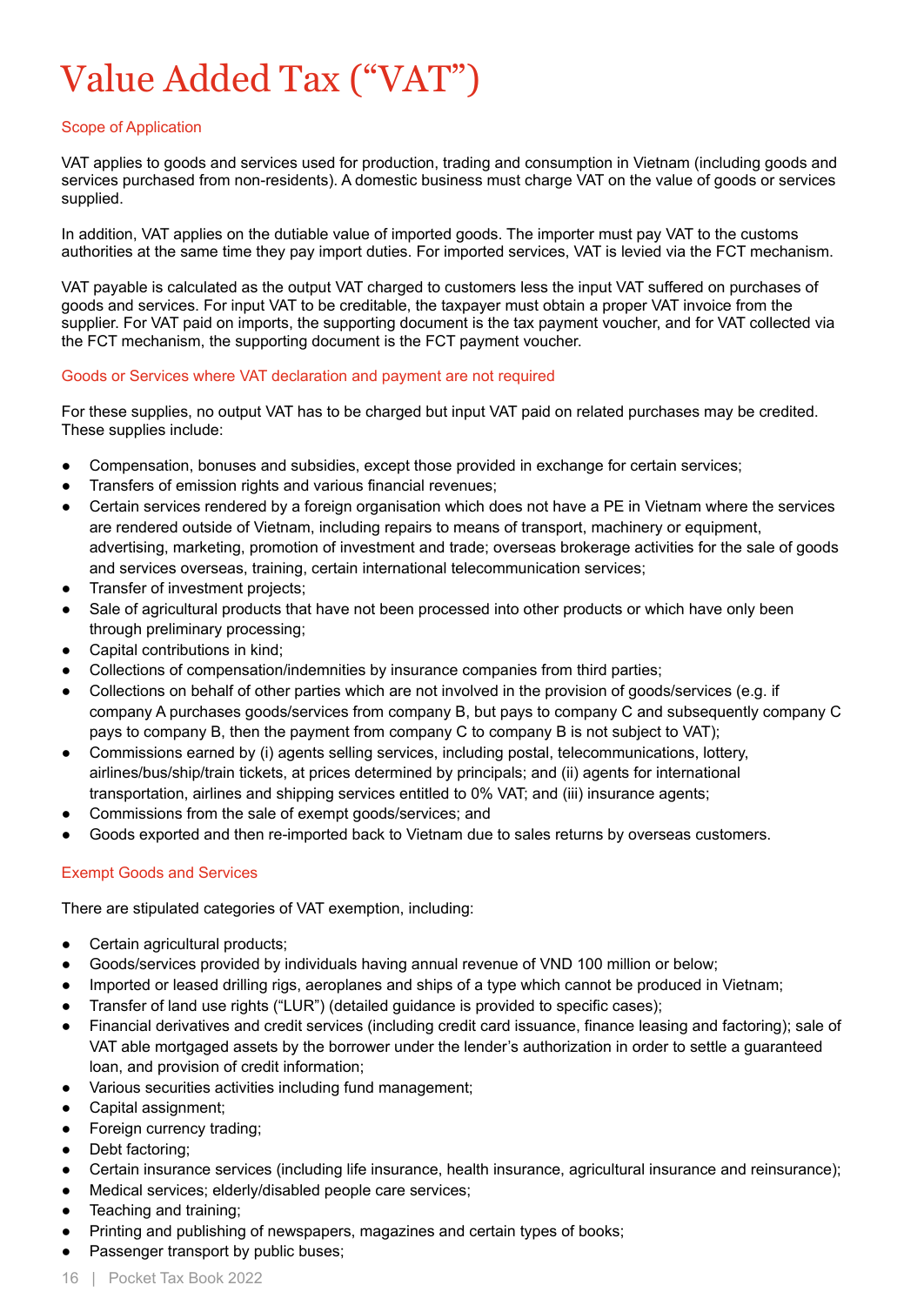# Value Added Tax ("VAT")

## Scope of Application

VAT applies to goods and services used for production, trading and consumption in Vietnam (including goods and services purchased from non-residents). A domestic business must charge VAT on the value of goods or services supplied.

In addition, VAT applies on the dutiable value of imported goods. The importer must pay VAT to the customs authorities at the same time they pay import duties. For imported services, VAT is levied via the FCT mechanism.

VAT payable is calculated as the output VAT charged to customers less the input VAT suffered on purchases of goods and services. For input VAT to be creditable, the taxpayer must obtain a proper VAT invoice from the supplier. For VAT paid on imports, the supporting document is the tax payment voucher, and for VAT collected via the FCT mechanism, the supporting document is the FCT payment voucher.

## Goods or Services where VAT declaration and payment are not required

For these supplies, no output VAT has to be charged but input VAT paid on related purchases may be credited. These supplies include:

- Compensation, bonuses and subsidies, except those provided in exchange for certain services;
- Transfers of emission rights and various financial revenues;
- Certain services rendered by a foreign organisation which does not have a PE in Vietnam where the services are rendered outside of Vietnam, including repairs to means of transport, machinery or equipment, advertising, marketing, promotion of investment and trade; overseas brokerage activities for the sale of goods and services overseas, training, certain international telecommunication services;
- Transfer of investment projects;
- Sale of agricultural products that have not been processed into other products or which have only been through preliminary processing;
- Capital contributions in kind;
- Collections of compensation/indemnities by insurance companies from third parties;
- Collections on behalf of other parties which are not involved in the provision of goods/services (e.g. if company A purchases goods/services from company B, but pays to company C and subsequently company C pays to company B, then the payment from company C to company B is not subject to VAT);
- Commissions earned by (i) agents selling services, including postal, telecommunications, lottery, airlines/bus/ship/train tickets, at prices determined by principals; and (ii) agents for international transportation, airlines and shipping services entitled to 0% VAT; and (iii) insurance agents;
- Commissions from the sale of exempt goods/services; and
- Goods exported and then re-imported back to Vietnam due to sales returns by overseas customers.

## Exempt Goods and Services

There are stipulated categories of VAT exemption, including:

- Certain agricultural products;
- Goods/services provided by individuals having annual revenue of VND 100 million or below;
- Imported or leased drilling rigs, aeroplanes and ships of a type which cannot be produced in Vietnam;
- Transfer of land use rights ("LUR") (detailed guidance is provided to specific cases);
- Financial derivatives and credit services (including credit card issuance, finance leasing and factoring); sale of VAT able mortgaged assets by the borrower under the lender's authorization in order to settle a guaranteed loan, and provision of credit information;
- Various securities activities including fund management;
- Capital assignment;
- Foreign currency trading;
- Debt factoring;
- Certain insurance services (including life insurance, health insurance, agricultural insurance and reinsurance);
- Medical services; elderly/disabled people care services;
- Teaching and training;
- Printing and publishing of newspapers, magazines and certain types of books;
- Passenger transport by public buses;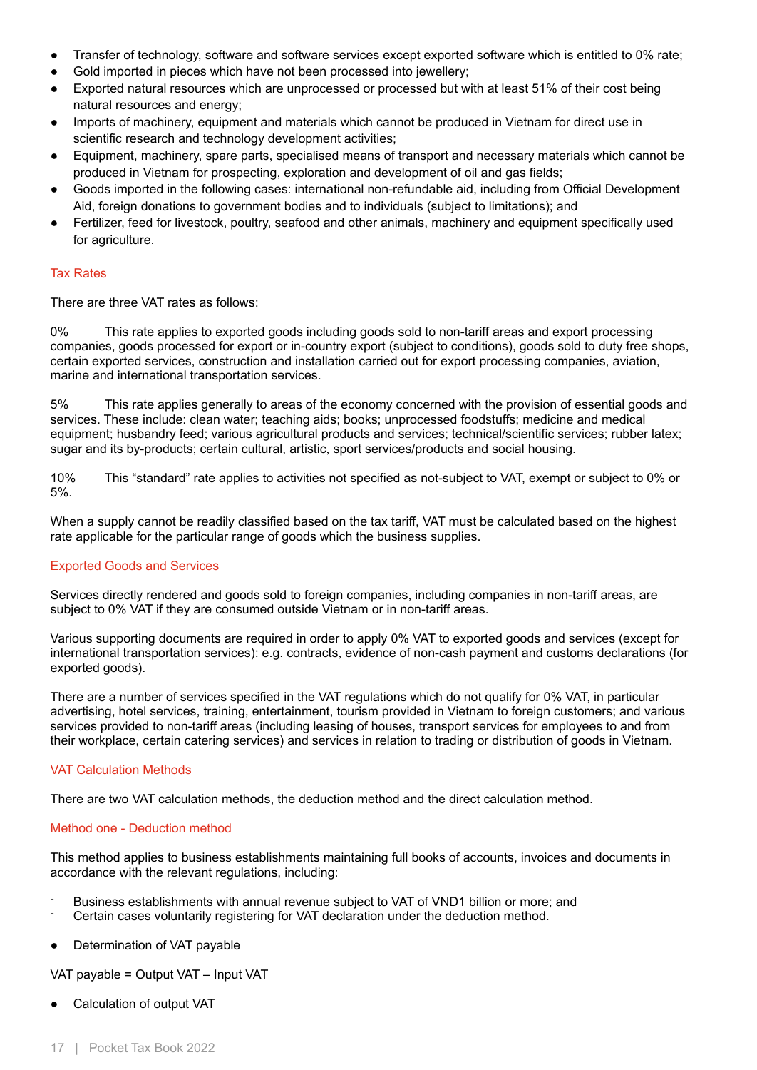- Transfer of technology, software and software services except exported software which is entitled to 0% rate;
- Gold imported in pieces which have not been processed into jewellery;
- Exported natural resources which are unprocessed or processed but with at least 51% of their cost being natural resources and energy;
- Imports of machinery, equipment and materials which cannot be produced in Vietnam for direct use in scientific research and technology development activities;
- Equipment, machinery, spare parts, specialised means of transport and necessary materials which cannot be produced in Vietnam for prospecting, exploration and development of oil and gas fields;
- Goods imported in the following cases: international non-refundable aid, including from Official Development Aid, foreign donations to government bodies and to individuals (subject to limitations); and
- Fertilizer, feed for livestock, poultry, seafood and other animals, machinery and equipment specifically used for agriculture.

### Tax Rates

There are three VAT rates as follows:

0% This rate applies to exported goods including goods sold to non-tariff areas and export processing companies, goods processed for export or in-country export (subject to conditions), goods sold to duty free shops, certain exported services, construction and installation carried out for export processing companies, aviation, marine and international transportation services.

5% This rate applies generally to areas of the economy concerned with the provision of essential goods and services. These include: clean water; teaching aids; books; unprocessed foodstuffs; medicine and medical equipment; husbandry feed; various agricultural products and services; technical/scientific services; rubber latex; sugar and its by-products; certain cultural, artistic, sport services/products and social housing.

10% This "standard" rate applies to activities not specified as not-subject to VAT, exempt or subject to 0% or 5%.

When a supply cannot be readily classified based on the tax tariff, VAT must be calculated based on the highest rate applicable for the particular range of goods which the business supplies.

### Exported Goods and Services

Services directly rendered and goods sold to foreign companies, including companies in non-tariff areas, are subject to 0% VAT if they are consumed outside Vietnam or in non-tariff areas.

Various supporting documents are required in order to apply 0% VAT to exported goods and services (except for international transportation services): e.g. contracts, evidence of non-cash payment and customs declarations (for exported goods).

There are a number of services specified in the VAT regulations which do not qualify for 0% VAT, in particular advertising, hotel services, training, entertainment, tourism provided in Vietnam to foreign customers; and various services provided to non-tariff areas (including leasing of houses, transport services for employees to and from their workplace, certain catering services) and services in relation to trading or distribution of goods in Vietnam.

### VAT Calculation Methods

There are two VAT calculation methods, the deduction method and the direct calculation method.

### Method one - Deduction method

This method applies to business establishments maintaining full books of accounts, invoices and documents in accordance with the relevant regulations, including:

- Business establishments with annual revenue subject to VAT of VND1 billion or more; and
- Certain cases voluntarily registering for VAT declaration under the deduction method.

- Determination of VAT payable

VAT payable = Output VAT – Input VAT

- Calculation of output VAT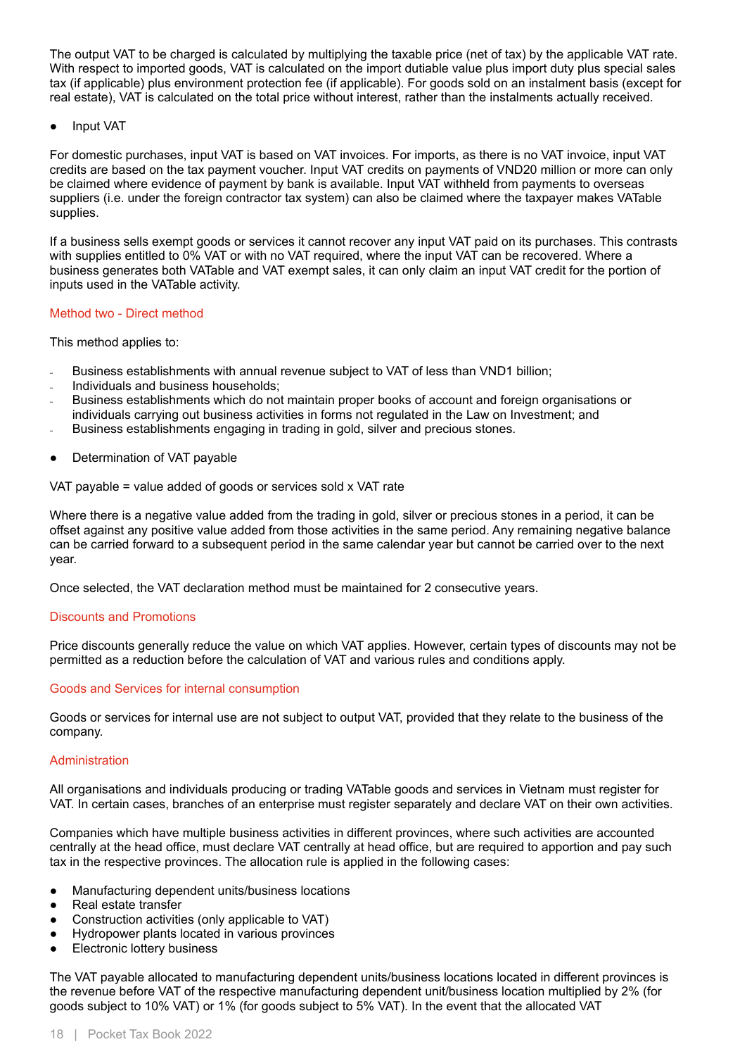The output VAT to be charged is calculated by multiplying the taxable price (net of tax) by the applicable VAT rate. With respect to imported goods, VAT is calculated on the import dutiable value plus import duty plus special sales tax (if applicable) plus environment protection fee (if applicable). For goods sold on an instalment basis (except for real estate), VAT is calculated on the total price without interest, rather than the instalments actually received.

- Input VAT

For domestic purchases, input VAT is based on VAT invoices. For imports, as there is no VAT invoice, input VAT credits are based on the tax payment voucher. Input VAT credits on payments of VND20 million or more can only be claimed where evidence of payment by bank is available. Input VAT withheld from payments to overseas suppliers (i.e. under the foreign contractor tax system) can also be claimed where the taxpayer makes VATable supplies.

If a business sells exempt goods or services it cannot recover any input VAT paid on its purchases. This contrasts with supplies entitled to 0% VAT or with no VAT required, where the input VAT can be recovered. Where a business generates both VATable and VAT exempt sales, it can only claim an input VAT credit for the portion of inputs used in the VATable activity.

### Method two - Direct method

This method applies to:

- Business establishments with annual revenue subject to VAT of less than VND1 billion;
- Individuals and business households;
- Business establishments which do not maintain proper books of account and foreign organisations or individuals carrying out business activities in forms not regulated in the Law on Investment; and
- Business establishments engaging in trading in gold, silver and precious stones.

- Determination of VAT payable

VAT payable = value added of goods or services sold x VAT rate

Where there is a negative value added from the trading in gold, silver or precious stones in a period, it can be offset against any positive value added from those activities in the same period. Any remaining negative balance can be carried forward to a subsequent period in the same calendar year but cannot be carried over to the next year.

Once selected, the VAT declaration method must be maintained for 2 consecutive years.

### Discounts and Promotions

Price discounts generally reduce the value on which VAT applies. However, certain types of discounts may not be permitted as a reduction before the calculation of VAT and various rules and conditions apply.

### Goods and Services for internal consumption

Goods or services for internal use are not subject to output VAT, provided that they relate to the business of the company.

### Administration

All organisations and individuals producing or trading VATable goods and services in Vietnam must register for VAT. In certain cases, branches of an enterprise must register separately and declare VAT on their own activities.

Companies which have multiple business activities in different provinces, where such activities are accounted centrally at the head office, must declare VAT centrally at head office, but are required to apportion and pay such tax in the respective provinces. The allocation rule is applied in the following cases:

- Manufacturing dependent units/business locations
- Real estate transfer
- Construction activities (only applicable to VAT)
- Hydropower plants located in various provinces
- Electronic lottery business

The VAT payable allocated to manufacturing dependent units/business locations located in different provinces is the revenue before VAT of the respective manufacturing dependent unit/business location multiplied by 2% (for goods subject to 10% VAT) or 1% (for goods subject to 5% VAT). In the event that the allocated VAT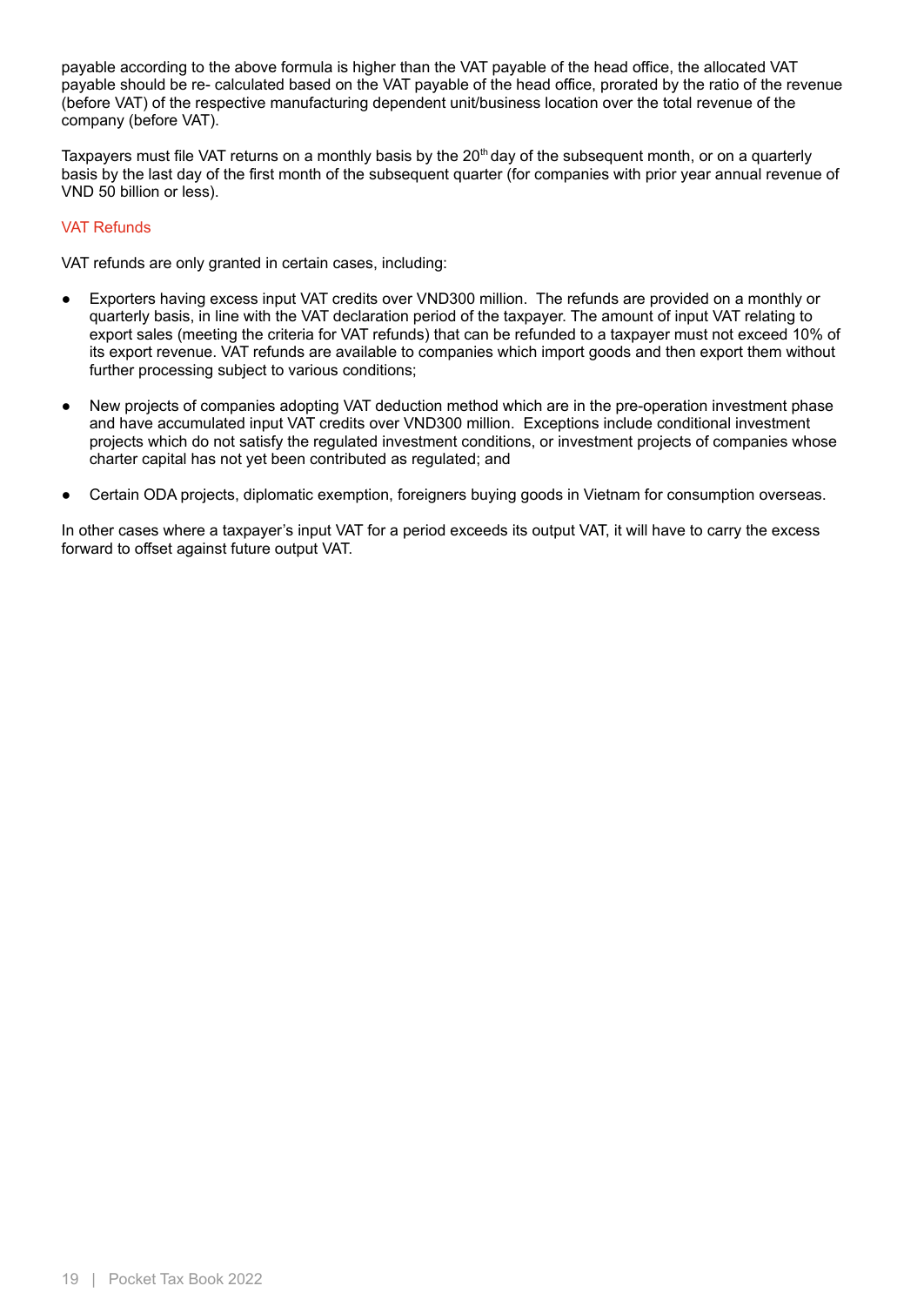payable according to the above formula is higher than the VAT payable of the head office, the allocated VAT payable should be re- calculated based on the VAT payable of the head office, prorated by the ratio of the revenue (before VAT) of the respective manufacturing dependent unit/business location over the total revenue of the company (before VAT).

Taxpayers must file VAT returns on a monthly basis by the 20th day of the subsequent month, or on a quarterly basis by the last day of the first month of the subsequent quarter (for companies with prior year annual revenue of VND 50 billion or less).

### VAT Refunds

VAT refunds are only granted in certain cases, including:

- Exporters having excess input VAT credits over VND300 million. The refunds are provided on a monthly or quarterly basis, in line with the VAT declaration period of the taxpayer. The amount of input VAT relating to export sales (meeting the criteria for VAT refunds) that can be refunded to a taxpayer must not exceed 10% of its export revenue. VAT refunds are available to companies which import goods and then export them without further processing subject to various conditions;
- New projects of companies adopting VAT deduction method which are in the pre-operation investment phase and have accumulated input VAT credits over VND300 million. Exceptions include conditional investment projects which do not satisfy the regulated investment conditions, or investment projects of companies whose charter capital has not yet been contributed as regulated; and
- Certain ODA projects, diplomatic exemption, foreigners buying goods in Vietnam for consumption overseas.

In other cases where a taxpayer's input VAT for a period exceeds its output VAT, it will have to carry the excess forward to offset against future output VAT.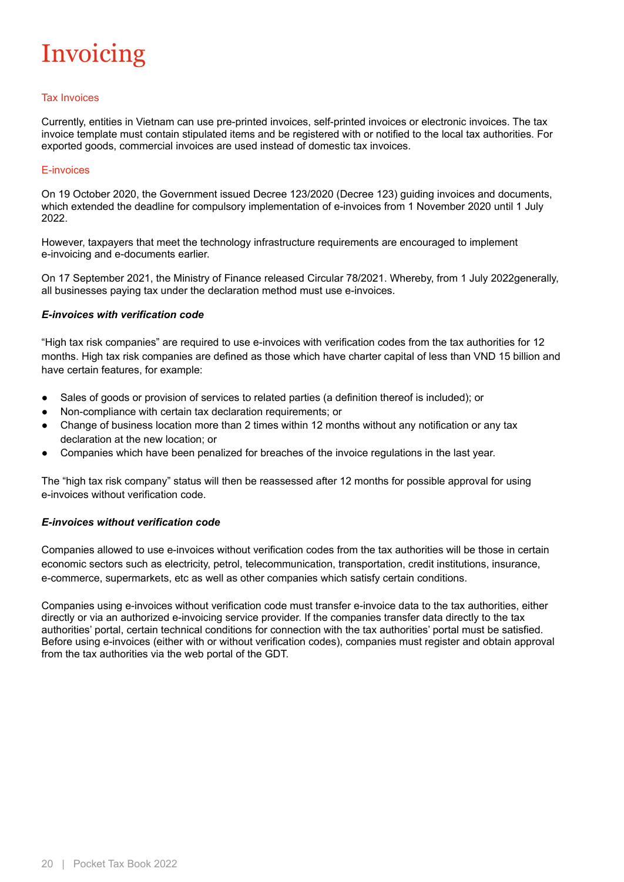# Invoicing

## Tax Invoices

Currently, entities in Vietnam can use pre-printed invoices, self-printed invoices or electronic invoices. The tax invoice template must contain stipulated items and be registered with or notified to the local tax authorities. For exported goods, commercial invoices are used instead of domestic tax invoices.

## E-invoices

On 19 October 2020, the Government issued Decree 123/2020 (Decree 123) guiding invoices and documents, which extended the deadline for compulsory implementation of e-invoices from 1 November 2020 until 1 July 2022.

However, taxpayers that meet the technology infrastructure requirements are encouraged to implement e-invoicing and e-documents earlier.

On 17 September 2021, the Ministry of Finance released Circular 78/2021. Whereby, from 1 July 2022generally, all businesses paying tax under the declaration method must use e-invoices.

***E-invoices with verification code***

"High tax risk companies" are required to use e-invoices with verification codes from the tax authorities for 12 months. High tax risk companies are defined as those which have charter capital of less than VND 15 billion and have certain features, for example:

- Sales of goods or provision of services to related parties (a definition thereof is included); or
- Non-compliance with certain tax declaration requirements; or
- Change of business location more than 2 times within 12 months without any notification or any tax declaration at the new location; or
- Companies which have been penalized for breaches of the invoice regulations in the last year.

The "high tax risk company" status will then be reassessed after 12 months for possible approval for using e-invoices without verification code.

***E-invoices without verification code***

Companies allowed to use e-invoices without verification codes from the tax authorities will be those in certain economic sectors such as electricity, petrol, telecommunication, transportation, credit institutions, insurance, e-commerce, supermarkets, etc as well as other companies which satisfy certain conditions.

Companies using e-invoices without verification code must transfer e-invoice data to the tax authorities, either directly or via an authorized e-invoicing service provider. If the companies transfer data directly to the tax authorities' portal, certain technical conditions for connection with the tax authorities' portal must be satisfied. Before using e-invoices (either with or without verification codes), companies must register and obtain approval from the tax authorities via the web portal of the GDT.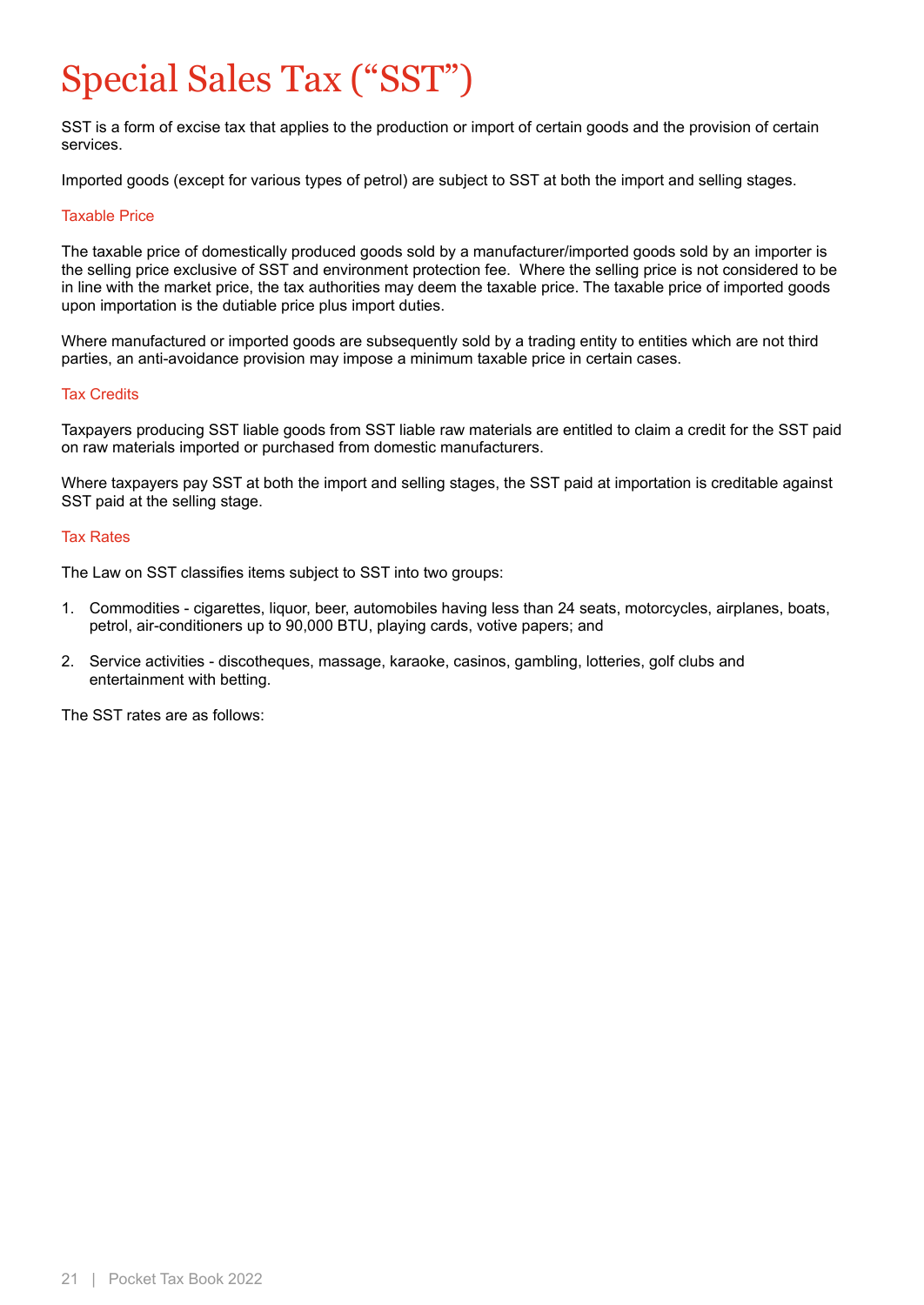# Special Sales Tax ("SST")

SST is a form of excise tax that applies to the production or import of certain goods and the provision of certain services.

Imported goods (except for various types of petrol) are subject to SST at both the import and selling stages.

## Taxable Price

The taxable price of domestically produced goods sold by a manufacturer/imported goods sold by an importer is the selling price exclusive of SST and environment protection fee. Where the selling price is not considered to be in line with the market price, the tax authorities may deem the taxable price. The taxable price of imported goods upon importation is the dutiable price plus import duties.

Where manufactured or imported goods are subsequently sold by a trading entity to entities which are not third parties, an anti-avoidance provision may impose a minimum taxable price in certain cases.

## Tax Credits

Taxpayers producing SST liable goods from SST liable raw materials are entitled to claim a credit for the SST paid on raw materials imported or purchased from domestic manufacturers.

Where taxpayers pay SST at both the import and selling stages, the SST paid at importation is creditable against SST paid at the selling stage.

## Tax Rates

The Law on SST classifies items subject to SST into two groups:

1. Commodities - cigarettes, liquor, beer, automobiles having less than 24 seats, motorcycles, airplanes, boats, petrol, air-conditioners up to 90,000 BTU, playing cards, votive papers; and
2. Service activities - discotheques, massage, karaoke, casinos, gambling, lotteries, golf clubs and entertainment with betting.

The SST rates are as follows: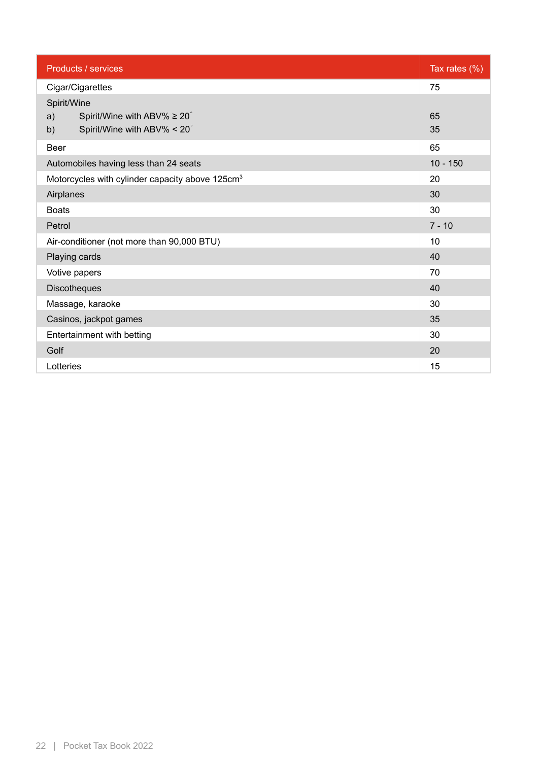| Products / services | Tax rates (%) |
|---|---|
| Cigar/Cigarettes | 75 |
| Spirit/Wine<br>a) Spirit/Wine with ABV% ≥ 20˚<br>b) Spirit/Wine with ABV% < 20˚ | <br>65<br>35 |
| Beer | 65 |
| Automobiles having less than 24 seats | 10 - 150 |
| Motorcycles with cylinder capacity above 125cm$^3$ | 20 |
| Airplanes | 30 |
| Boats | 30 |
| Petrol | 7 - 10 |
| Air-conditioner (not more than 90,000 BTU) | 10 |
| Playing cards | 40 |
| Votive papers | 70 |
| Discotheques | 40 |
| Massage, karaoke | 30 |
| Casinos, jackpot games | 35 |
| Entertainment with betting | 30 |
| Golf | 20 |
| Lotteries | 15 |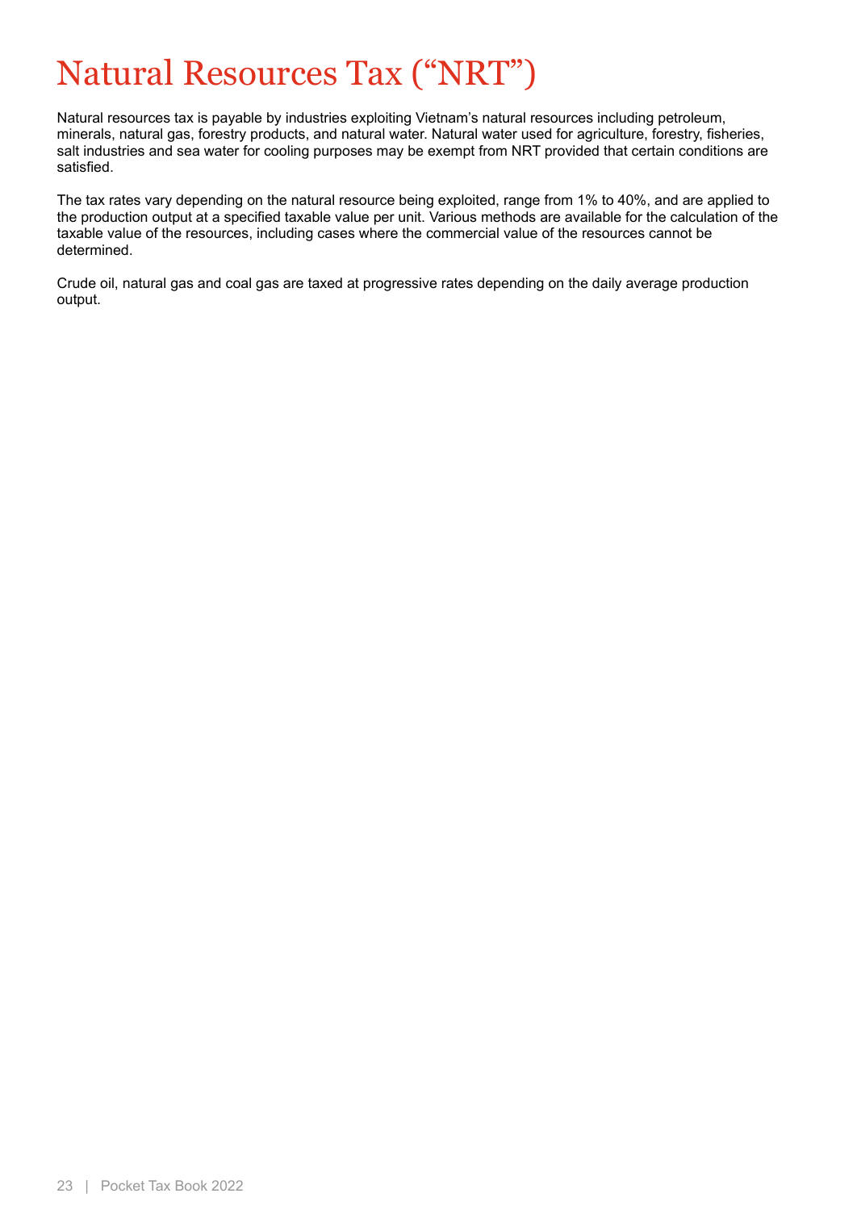# Natural Resources Tax ("NRT")

Natural resources tax is payable by industries exploiting Vietnam's natural resources including petroleum, minerals, natural gas, forestry products, and natural water. Natural water used for agriculture, forestry, fisheries, salt industries and sea water for cooling purposes may be exempt from NRT provided that certain conditions are satisfied.

The tax rates vary depending on the natural resource being exploited, range from 1% to 40%, and are applied to the production output at a specified taxable value per unit. Various methods are available for the calculation of the taxable value of the resources, including cases where the commercial value of the resources cannot be determined.

Crude oil, natural gas and coal gas are taxed at progressive rates depending on the daily average production output.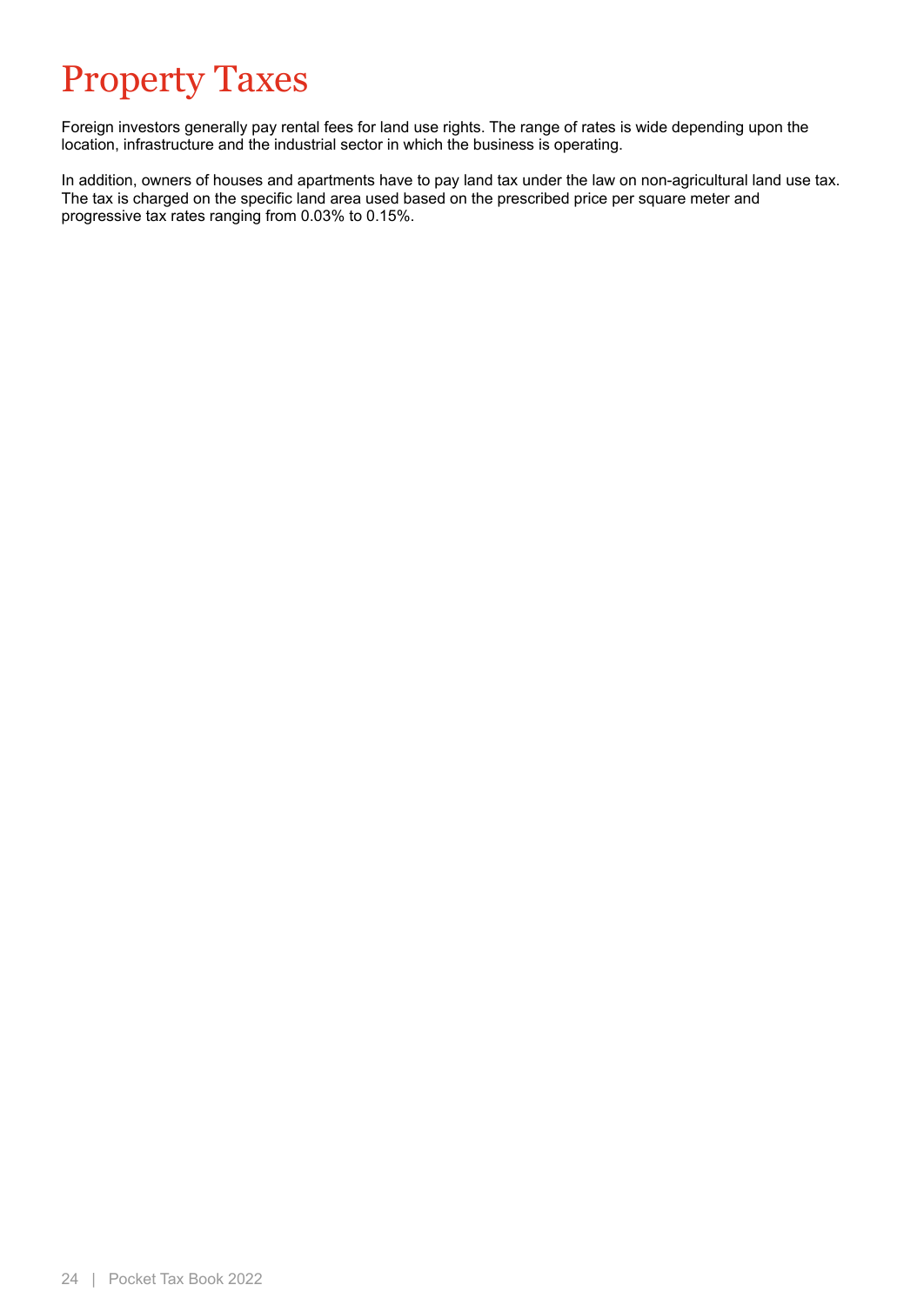# Property Taxes

Foreign investors generally pay rental fees for land use rights. The range of rates is wide depending upon the location, infrastructure and the industrial sector in which the business is operating.

In addition, owners of houses and apartments have to pay land tax under the law on non-agricultural land use tax. The tax is charged on the specific land area used based on the prescribed price per square meter and progressive tax rates ranging from 0.03% to 0.15%.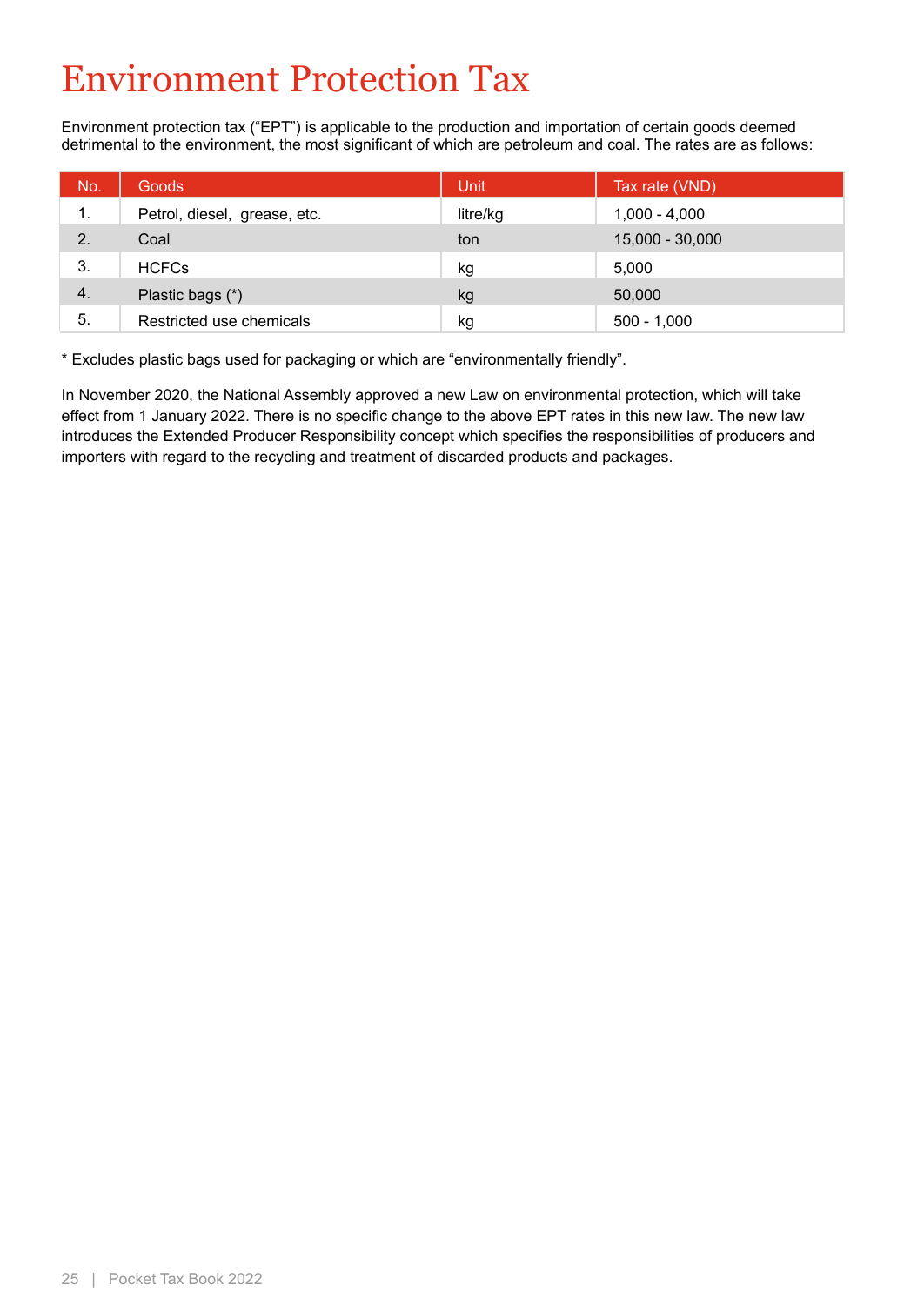# Environment Protection Tax

Environment protection tax ("EPT") is applicable to the production and importation of certain goods deemed detrimental to the environment, the most significant of which are petroleum and coal. The rates are as follows:

| No. | Goods | Unit | Tax rate (VND) |
|---|---|---|---|
| 1. | Petrol, diesel, grease, etc. | litre/kg | 1,000 - 4,000 |
| 2. | Coal | ton | 15,000 - 30,000 |
| 3. | HCFCs | kg | 5,000 |
| 4. | Plastic bags (*) | kg | 50,000 |
| 5. | Restricted use chemicals | kg | 500 - 1,000 |

* Excludes plastic bags used for packaging or which are "environmentally friendly".

In November 2020, the National Assembly approved a new Law on environmental protection, which will take effect from 1 January 2022. There is no specific change to the above EPT rates in this new law. The new law introduces the Extended Producer Responsibility concept which specifies the responsibilities of producers and importers with regard to the recycling and treatment of discarded products and packages.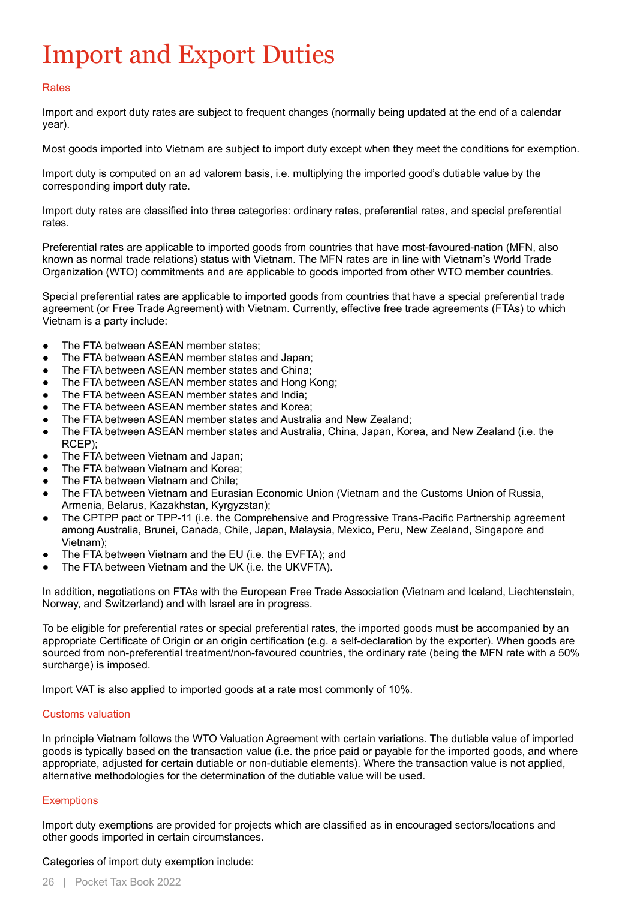# Import and Export Duties

## Rates

Import and export duty rates are subject to frequent changes (normally being updated at the end of a calendar year).

Most goods imported into Vietnam are subject to import duty except when they meet the conditions for exemption.

Import duty is computed on an ad valorem basis, i.e. multiplying the imported good's dutiable value by the corresponding import duty rate.

Import duty rates are classified into three categories: ordinary rates, preferential rates, and special preferential rates.

Preferential rates are applicable to imported goods from countries that have most-favoured-nation (MFN, also known as normal trade relations) status with Vietnam. The MFN rates are in line with Vietnam's World Trade Organization (WTO) commitments and are applicable to goods imported from other WTO member countries.

Special preferential rates are applicable to imported goods from countries that have a special preferential trade agreement (or Free Trade Agreement) with Vietnam. Currently, effective free trade agreements (FTAs) to which Vietnam is a party include:

- The FTA between ASEAN member states;
- The FTA between ASEAN member states and Japan;
- The FTA between ASEAN member states and China;
- The FTA between ASEAN member states and Hong Kong;
- The FTA between ASEAN member states and India;
- The FTA between ASEAN member states and Korea;
- The FTA between ASEAN member states and Australia and New Zealand;
- The FTA between ASEAN member states and Australia, China, Japan, Korea, and New Zealand (i.e. the RCEP);
- The FTA between Vietnam and Japan;
- The FTA between Vietnam and Korea;
- The FTA between Vietnam and Chile;
- The FTA between Vietnam and Eurasian Economic Union (Vietnam and the Customs Union of Russia, Armenia, Belarus, Kazakhstan, Kyrgyzstan);
- The CPTPP pact or TPP-11 (i.e. the Comprehensive and Progressive Trans-Pacific Partnership agreement among Australia, Brunei, Canada, Chile, Japan, Malaysia, Mexico, Peru, New Zealand, Singapore and Vietnam);
- The FTA between Vietnam and the EU (i.e. the EVFTA); and
- The FTA between Vietnam and the UK (i.e. the UKVFTA).

In addition, negotiations on FTAs with the European Free Trade Association (Vietnam and Iceland, Liechtenstein, Norway, and Switzerland) and with Israel are in progress.

To be eligible for preferential rates or special preferential rates, the imported goods must be accompanied by an appropriate Certificate of Origin or an origin certification (e.g. a self-declaration by the exporter). When goods are sourced from non-preferential treatment/non-favoured countries, the ordinary rate (being the MFN rate with a 50% surcharge) is imposed.

Import VAT is also applied to imported goods at a rate most commonly of 10%.

## Customs valuation

In principle Vietnam follows the WTO Valuation Agreement with certain variations. The dutiable value of imported goods is typically based on the transaction value (i.e. the price paid or payable for the imported goods, and where appropriate, adjusted for certain dutiable or non-dutiable elements). Where the transaction value is not applied, alternative methodologies for the determination of the dutiable value will be used.

## Exemptions

Import duty exemptions are provided for projects which are classified as in encouraged sectors/locations and other goods imported in certain circumstances.

Categories of import duty exemption include: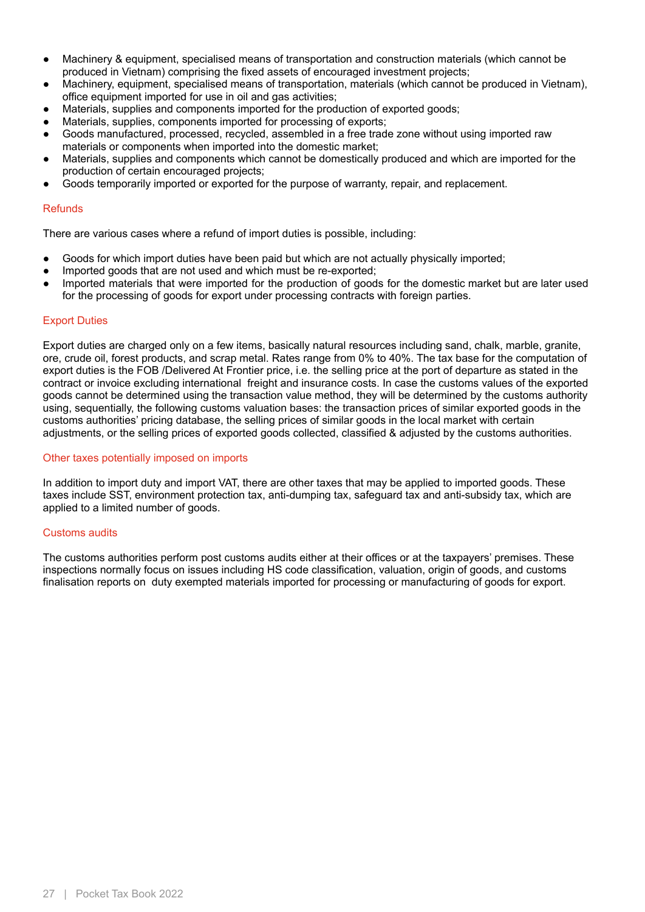- Machinery & equipment, specialised means of transportation and construction materials (which cannot be produced in Vietnam) comprising the fixed assets of encouraged investment projects;
- Machinery, equipment, specialised means of transportation, materials (which cannot be produced in Vietnam), office equipment imported for use in oil and gas activities;
- Materials, supplies and components imported for the production of exported goods;
- Materials, supplies, components imported for processing of exports;
- Goods manufactured, processed, recycled, assembled in a free trade zone without using imported raw materials or components when imported into the domestic market;
- Materials, supplies and components which cannot be domestically produced and which are imported for the production of certain encouraged projects;
- Goods temporarily imported or exported for the purpose of warranty, repair, and replacement.

### Refunds

There are various cases where a refund of import duties is possible, including:

- Goods for which import duties have been paid but which are not actually physically imported;
- Imported goods that are not used and which must be re-exported;
- Imported materials that were imported for the production of goods for the domestic market but are later used for the processing of goods for export under processing contracts with foreign parties.

### Export Duties

Export duties are charged only on a few items, basically natural resources including sand, chalk, marble, granite, ore, crude oil, forest products, and scrap metal. Rates range from 0% to 40%. The tax base for the computation of export duties is the FOB /Delivered At Frontier price, i.e. the selling price at the port of departure as stated in the contract or invoice excluding international freight and insurance costs. In case the customs values of the exported goods cannot be determined using the transaction value method, they will be determined by the customs authority using, sequentially, the following customs valuation bases: the transaction prices of similar exported goods in the customs authorities' pricing database, the selling prices of similar goods in the local market with certain adjustments, or the selling prices of exported goods collected, classified & adjusted by the customs authorities.

### Other taxes potentially imposed on imports

In addition to import duty and import VAT, there are other taxes that may be applied to imported goods. These taxes include SST, environment protection tax, anti-dumping tax, safeguard tax and anti-subsidy tax, which are applied to a limited number of goods.

### Customs audits

The customs authorities perform post customs audits either at their offices or at the taxpayers' premises. These inspections normally focus on issues including HS code classification, valuation, origin of goods, and customs finalisation reports on duty exempted materials imported for processing or manufacturing of goods for export.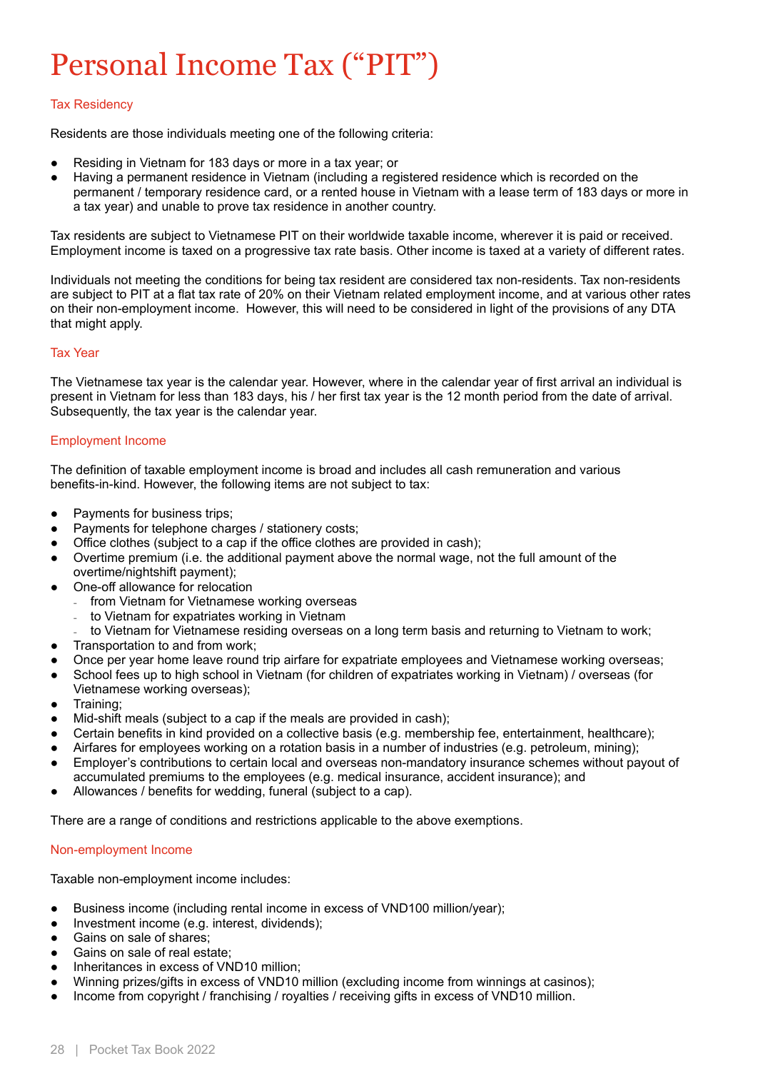# Personal Income Tax ("PIT")

## Tax Residency

Residents are those individuals meeting one of the following criteria:

- Residing in Vietnam for 183 days or more in a tax year; or
- Having a permanent residence in Vietnam (including a registered residence which is recorded on the permanent / temporary residence card, or a rented house in Vietnam with a lease term of 183 days or more in a tax year) and unable to prove tax residence in another country.

Tax residents are subject to Vietnamese PIT on their worldwide taxable income, wherever it is paid or received. Employment income is taxed on a progressive tax rate basis. Other income is taxed at a variety of different rates.

Individuals not meeting the conditions for being tax resident are considered tax non-residents. Tax non-residents are subject to PIT at a flat tax rate of 20% on their Vietnam related employment income, and at various other rates on their non-employment income. However, this will need to be considered in light of the provisions of any DTA that might apply.

## Tax Year

The Vietnamese tax year is the calendar year. However, where in the calendar year of first arrival an individual is present in Vietnam for less than 183 days, his / her first tax year is the 12 month period from the date of arrival. Subsequently, the tax year is the calendar year.

## Employment Income

The definition of taxable employment income is broad and includes all cash remuneration and various benefits-in-kind. However, the following items are not subject to tax:

- Payments for business trips;
- Payments for telephone charges / stationery costs;
- Office clothes (subject to a cap if the office clothes are provided in cash);
- Overtime premium (i.e. the additional payment above the normal wage, not the full amount of the overtime/nightshift payment);
- One-off allowance for relocation
  - from Vietnam for Vietnamese working overseas
  - to Vietnam for expatriates working in Vietnam
  - to Vietnam for Vietnamese residing overseas on a long term basis and returning to Vietnam to work;
- Transportation to and from work;
- Once per year home leave round trip airfare for expatriate employees and Vietnamese working overseas;
- School fees up to high school in Vietnam (for children of expatriates working in Vietnam) / overseas (for Vietnamese working overseas);
- Training;
- Mid-shift meals (subject to a cap if the meals are provided in cash);
- Certain benefits in kind provided on a collective basis (e.g. membership fee, entertainment, healthcare);
- Airfares for employees working on a rotation basis in a number of industries (e.g. petroleum, mining);
- Employer's contributions to certain local and overseas non-mandatory insurance schemes without payout of accumulated premiums to the employees (e.g. medical insurance, accident insurance); and
- Allowances / benefits for wedding, funeral (subject to a cap).

There are a range of conditions and restrictions applicable to the above exemptions.

## Non-employment Income

Taxable non-employment income includes:

- Business income (including rental income in excess of VND100 million/year);
- Investment income (e.g. interest, dividends);
- Gains on sale of shares;
- Gains on sale of real estate;
- Inheritances in excess of VND10 million;
- Winning prizes/gifts in excess of VND10 million (excluding income from winnings at casinos);
- Income from copyright / franchising / royalties / receiving gifts in excess of VND10 million.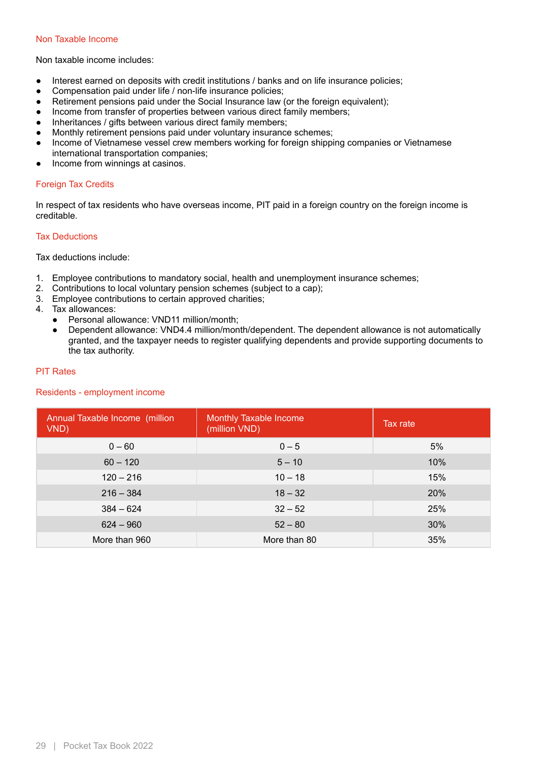### Non Taxable Income

Non taxable income includes:

- Interest earned on deposits with credit institutions / banks and on life insurance policies;
- Compensation paid under life / non-life insurance policies;
- Retirement pensions paid under the Social Insurance law (or the foreign equivalent);
- Income from transfer of properties between various direct family members;
- Inheritances / gifts between various direct family members;
- Monthly retirement pensions paid under voluntary insurance schemes;
- Income of Vietnamese vessel crew members working for foreign shipping companies or Vietnamese international transportation companies;
- Income from winnings at casinos.

### Foreign Tax Credits

In respect of tax residents who have overseas income, PIT paid in a foreign country on the foreign income is creditable.

### Tax Deductions

Tax deductions include:

1. Employee contributions to mandatory social, health and unemployment insurance schemes;
2. Contributions to local voluntary pension schemes (subject to a cap);
3. Employee contributions to certain approved charities;
4. Tax allowances:
    - Personal allowance: VND11 million/month;
    - Dependent allowance: VND4.4 million/month/dependent. The dependent allowance is not automatically granted, and the taxpayer needs to register qualifying dependents and provide supporting documents to the tax authority.

### PIT Rates

#### Residents - employment income

| Annual Taxable Income (million VND) | Monthly Taxable Income (million VND) | Tax rate |
|---|---|---|
| 0 – 60 | 0 – 5 | 5% |
| 60 – 120 | 5 – 10 | 10% |
| 120 – 216 | 10 – 18 | 15% |
| 216 – 384 | 18 – 32 | 20% |
| 384 – 624 | 32 – 52 | 25% |
| 624 – 960 | 52 – 80 | 30% |
| More than 960 | More than 80 | 35% |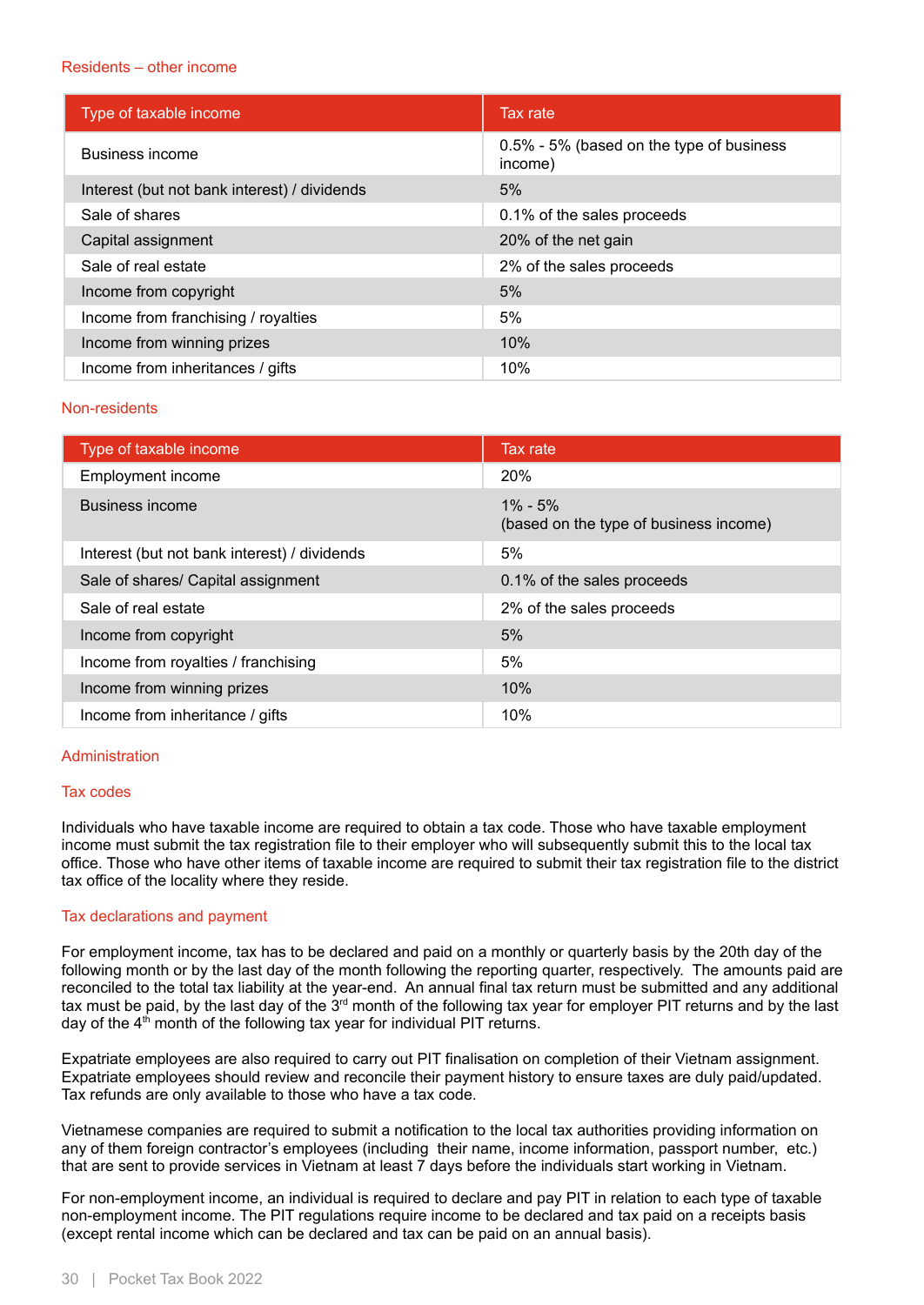### Residents – other income

| Type of taxable income | Tax rate |
|---|---|
| Business income | 0.5% - 5% (based on the type of business income) |
| Interest (but not bank interest) / dividends | 5% |
| Sale of shares | 0.1% of the sales proceeds |
| Capital assignment | 20% of the net gain |
| Sale of real estate | 2% of the sales proceeds |
| Income from copyright | 5% |
| Income from franchising / royalties | 5% |
| Income from winning prizes | 10% |
| Income from inheritances / gifts | 10% |

### Non-residents

| Type of taxable income | Tax rate |
|---|---|
| Employment income | 20% |
| Business income | 1% - 5% (based on the type of business income) |
| Interest (but not bank interest) / dividends | 5% |
| Sale of shares/ Capital assignment | 0.1% of the sales proceeds |
| Sale of real estate | 2% of the sales proceeds |
| Income from copyright | 5% |
| Income from royalties / franchising | 5% |
| Income from winning prizes | 10% |
| Income from inheritance / gifts | 10% |

## Administration

### Tax codes

Individuals who have taxable income are required to obtain a tax code. Those who have taxable employment income must submit the tax registration file to their employer who will subsequently submit this to the local tax office. Those who have other items of taxable income are required to submit their tax registration file to the district tax office of the locality where they reside.

### Tax declarations and payment

For employment income, tax has to be declared and paid on a monthly or quarterly basis by the 20th day of the following month or by the last day of the month following the reporting quarter, respectively. The amounts paid are reconciled to the total tax liability at the year-end. An annual final tax return must be submitted and any additional tax must be paid, by the last day of the 3rd month of the following tax year for employer PIT returns and by the last day of the 4th month of the following tax year for individual PIT returns.

Expatriate employees are also required to carry out PIT finalisation on completion of their Vietnam assignment. Expatriate employees should review and reconcile their payment history to ensure taxes are duly paid/updated. Tax refunds are only available to those who have a tax code.

Vietnamese companies are required to submit a notification to the local tax authorities providing information on any of them foreign contractor's employees (including their name, income information, passport number, etc.) that are sent to provide services in Vietnam at least 7 days before the individuals start working in Vietnam.

For non-employment income, an individual is required to declare and pay PIT in relation to each type of taxable non-employment income. The PIT regulations require income to be declared and tax paid on a receipts basis (except rental income which can be declared and tax can be paid on an annual basis).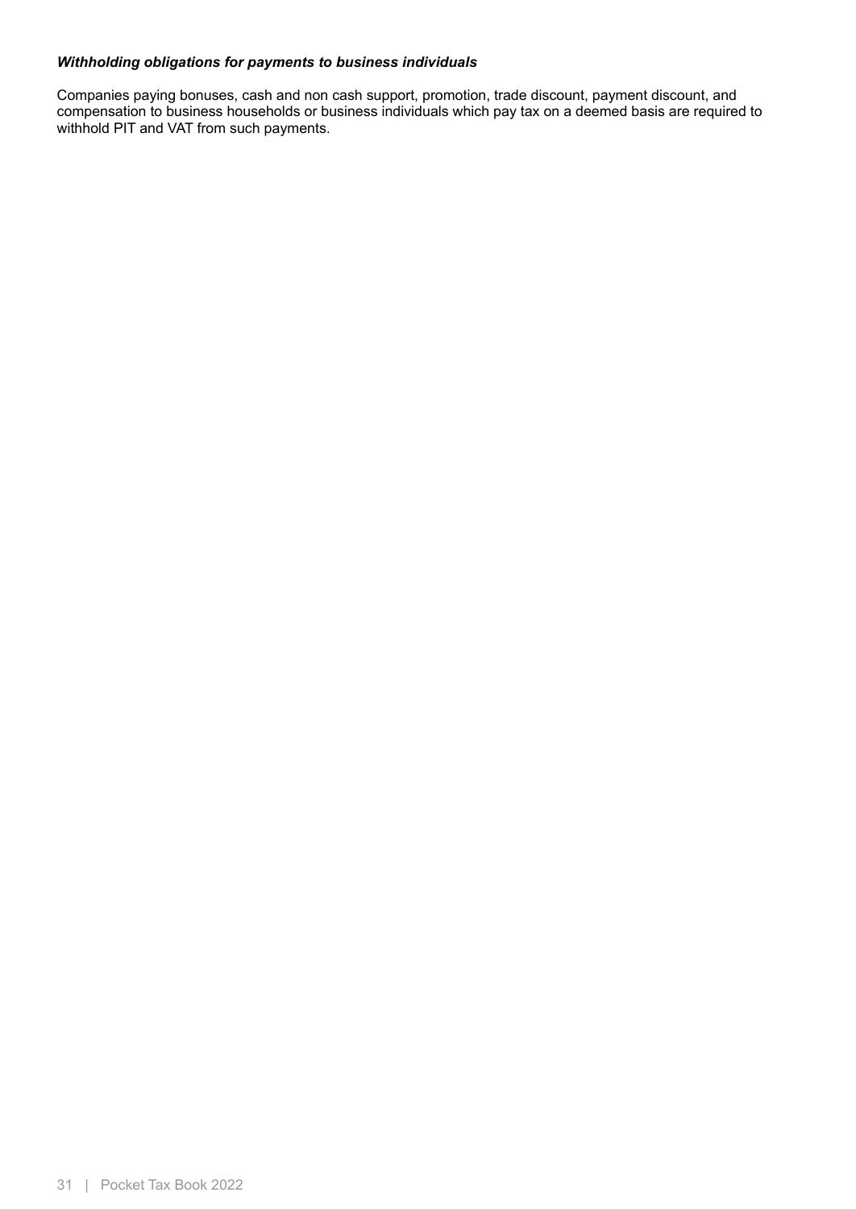***Withholding obligations for payments to business individuals***

Companies paying bonuses, cash and non cash support, promotion, trade discount, payment discount, and compensation to business households or business individuals which pay tax on a deemed basis are required to withhold PIT and VAT from such payments.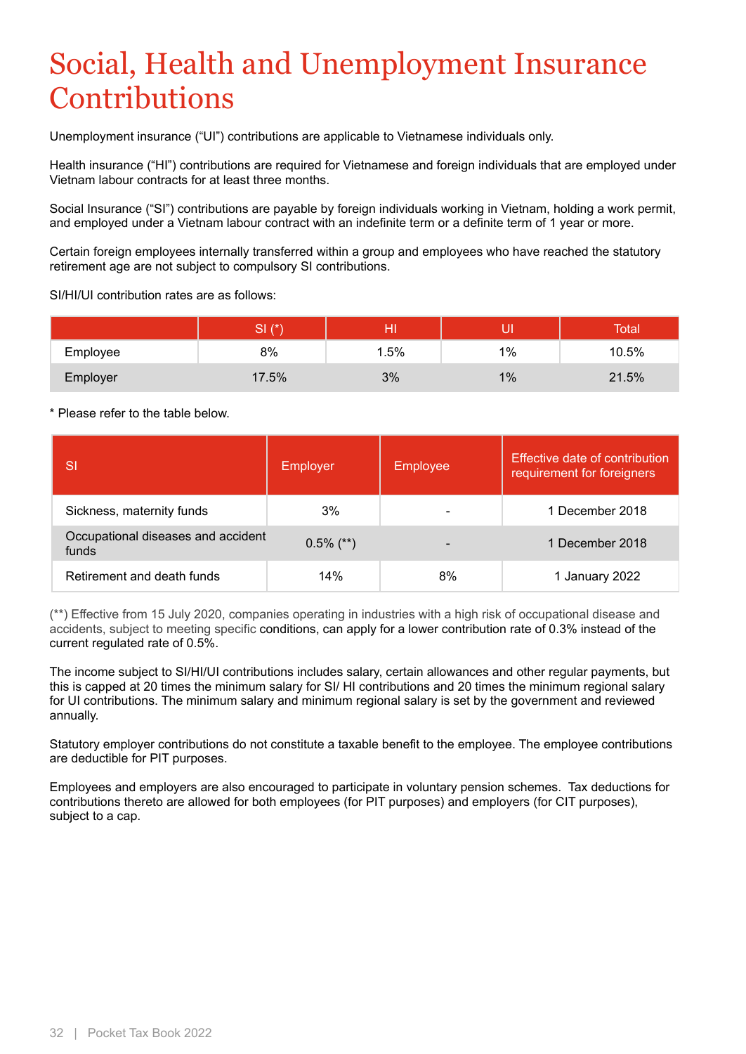# Social, Health and Unemployment Insurance Contributions

Unemployment insurance (“UI”) contributions are applicable to Vietnamese individuals only.

Health insurance (“HI”) contributions are required for Vietnamese and foreign individuals that are employed under Vietnam labour contracts for at least three months.

Social Insurance (“SI”) contributions are payable by foreign individuals working in Vietnam, holding a work permit, and employed under a Vietnam labour contract with an indefinite term or a definite term of 1 year or more.

Certain foreign employees internally transferred within a group and employees who have reached the statutory retirement age are not subject to compulsory SI contributions.

SI/HI/UI contribution rates are as follows:

| | SI (*) | HI | UI | Total |
|---|---|---|---|---|
| Employee | 8% | 1.5% | 1% | 10.5% |
| Employer | 17.5% | 3% | 1% | 21.5% |

* Please refer to the table below.

| SI | Employer | Employee | Effective date of contribution requirement for foreigners |
|---|---|---|---|
| Sickness, maternity funds | 3% | - | 1 December 2018 |
| Occupational diseases and accident funds | 0.5% (**) | - | 1 December 2018 |
| Retirement and death funds | 14% | 8% | 1 January 2022 |

(**) Effective from 15 July 2020, companies operating in industries with a high risk of occupational disease and accidents, subject to meeting specific conditions, can apply for a lower contribution rate of 0.3% instead of the current regulated rate of 0.5%.

The income subject to SI/HI/UI contributions includes salary, certain allowances and other regular payments, but this is capped at 20 times the minimum salary for SI/ HI contributions and 20 times the minimum regional salary for UI contributions. The minimum salary and minimum regional salary is set by the government and reviewed annually.

Statutory employer contributions do not constitute a taxable benefit to the employee. The employee contributions are deductible for PIT purposes.

Employees and employers are also encouraged to participate in voluntary pension schemes. Tax deductions for contributions thereto are allowed for both employees (for PIT purposes) and employers (for CIT purposes), subject to a cap.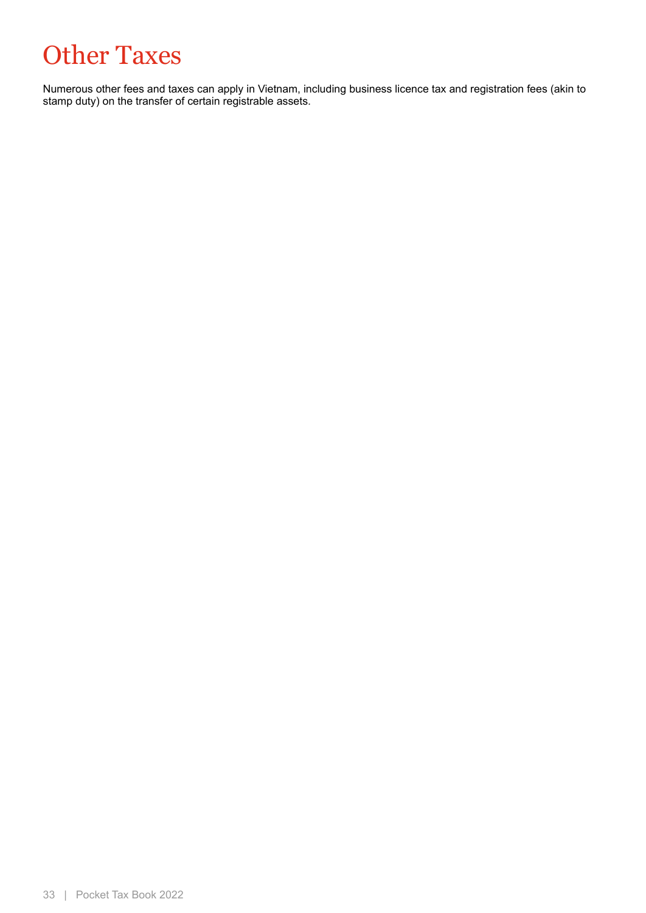# Other Taxes

Numerous other fees and taxes can apply in Vietnam, including business licence tax and registration fees (akin to stamp duty) on the transfer of certain registrable assets.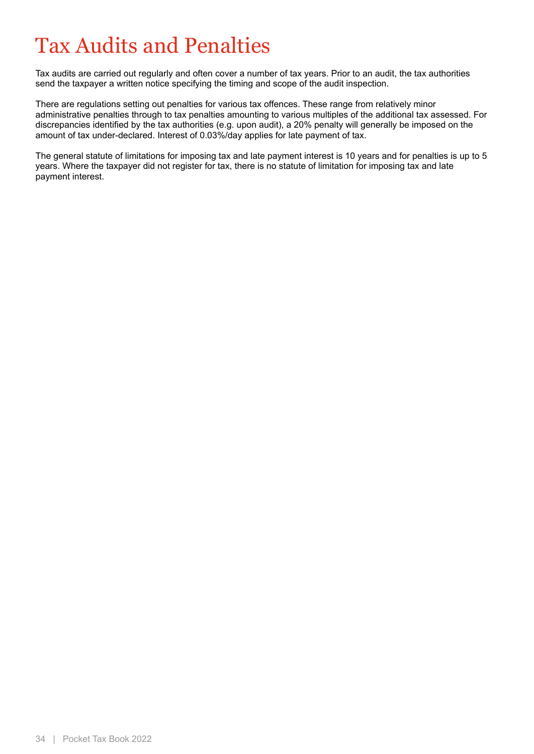# Tax Audits and Penalties

Tax audits are carried out regularly and often cover a number of tax years. Prior to an audit, the tax authorities send the taxpayer a written notice specifying the timing and scope of the audit inspection.

There are regulations setting out penalties for various tax offences. These range from relatively minor administrative penalties through to tax penalties amounting to various multiples of the additional tax assessed. For discrepancies identified by the tax authorities (e.g. upon audit), a 20% penalty will generally be imposed on the amount of tax under-declared. Interest of 0.03%/day applies for late payment of tax.

The general statute of limitations for imposing tax and late payment interest is 10 years and for penalties is up to 5 years. Where the taxpayer did not register for tax, there is no statute of limitation for imposing tax and late payment interest.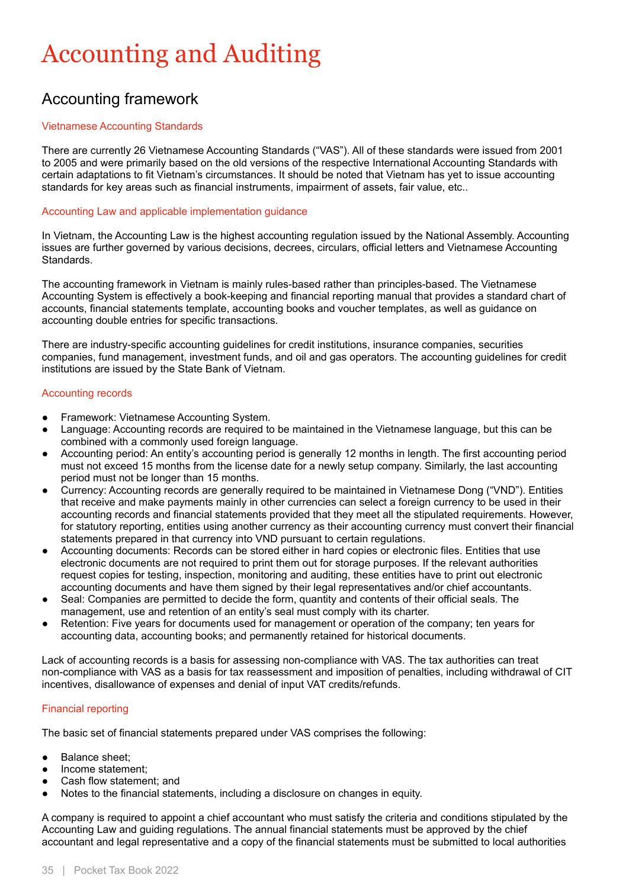# Accounting and Auditing

## Accounting framework

### Vietnamese Accounting Standards

There are currently 26 Vietnamese Accounting Standards ("VAS"). All of these standards were issued from 2001 to 2005 and were primarily based on the old versions of the respective International Accounting Standards with certain adaptations to fit Vietnam's circumstances. It should be noted that Vietnam has yet to issue accounting standards for key areas such as financial instruments, impairment of assets, fair value, etc..

### Accounting Law and applicable implementation guidance

In Vietnam, the Accounting Law is the highest accounting regulation issued by the National Assembly. Accounting issues are further governed by various decisions, decrees, circulars, official letters and Vietnamese Accounting Standards.

The accounting framework in Vietnam is mainly rules-based rather than principles-based. The Vietnamese Accounting System is effectively a book-keeping and financial reporting manual that provides a standard chart of accounts, financial statements template, accounting books and voucher templates, as well as guidance on accounting double entries for specific transactions.

There are industry-specific accounting guidelines for credit institutions, insurance companies, securities companies, fund management, investment funds, and oil and gas operators. The accounting guidelines for credit institutions are issued by the State Bank of Vietnam.

### Accounting records

- Framework: Vietnamese Accounting System.
- Language: Accounting records are required to be maintained in the Vietnamese language, but this can be combined with a commonly used foreign language.
- Accounting period: An entity's accounting period is generally 12 months in length. The first accounting period must not exceed 15 months from the license date for a newly setup company. Similarly, the last accounting period must not be longer than 15 months.
- Currency: Accounting records are generally required to be maintained in Vietnamese Dong ("VND"). Entities that receive and make payments mainly in other currencies can select a foreign currency to be used in their accounting records and financial statements provided that they meet all the stipulated requirements. However, for statutory reporting, entities using another currency as their accounting currency must convert their financial statements prepared in that currency into VND pursuant to certain regulations.
- Accounting documents: Records can be stored either in hard copies or electronic files. Entities that use electronic documents are not required to print them out for storage purposes. If the relevant authorities request copies for testing, inspection, monitoring and auditing, these entities have to print out electronic accounting documents and have them signed by their legal representatives and/or chief accountants.
- Seal: Companies are permitted to decide the form, quantity and contents of their official seals. The management, use and retention of an entity's seal must comply with its charter.
- Retention: Five years for documents used for management or operation of the company; ten years for accounting data, accounting books; and permanently retained for historical documents.

Lack of accounting records is a basis for assessing non-compliance with VAS. The tax authorities can treat non-compliance with VAS as a basis for tax reassessment and imposition of penalties, including withdrawal of CIT incentives, disallowance of expenses and denial of input VAT credits/refunds.

### Financial reporting

The basic set of financial statements prepared under VAS comprises the following:

- Balance sheet;
- Income statement;
- Cash flow statement; and
- Notes to the financial statements, including a disclosure on changes in equity.

A company is required to appoint a chief accountant who must satisfy the criteria and conditions stipulated by the Accounting Law and guiding regulations. The annual financial statements must be approved by the chief accountant and legal representative and a copy of the financial statements must be submitted to local authorities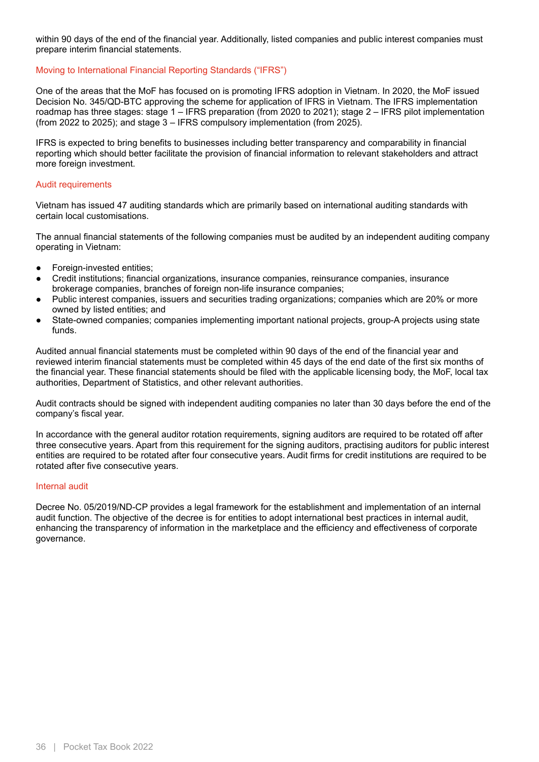within 90 days of the end of the financial year. Additionally, listed companies and public interest companies must prepare interim financial statements.

### Moving to International Financial Reporting Standards ("IFRS")

One of the areas that the MoF has focused on is promoting IFRS adoption in Vietnam. In 2020, the MoF issued Decision No. 345/QD-BTC approving the scheme for application of IFRS in Vietnam. The IFRS implementation roadmap has three stages: stage 1 – IFRS preparation (from 2020 to 2021); stage 2 – IFRS pilot implementation (from 2022 to 2025); and stage 3 – IFRS compulsory implementation (from 2025).

IFRS is expected to bring benefits to businesses including better transparency and comparability in financial reporting which should better facilitate the provision of financial information to relevant stakeholders and attract more foreign investment.

### Audit requirements

Vietnam has issued 47 auditing standards which are primarily based on international auditing standards with certain local customisations.

The annual financial statements of the following companies must be audited by an independent auditing company operating in Vietnam:

- Foreign-invested entities;
- Credit institutions; financial organizations, insurance companies, reinsurance companies, insurance brokerage companies, branches of foreign non-life insurance companies;
- Public interest companies, issuers and securities trading organizations; companies which are 20% or more owned by listed entities; and
- State-owned companies; companies implementing important national projects, group-A projects using state funds.

Audited annual financial statements must be completed within 90 days of the end of the financial year and reviewed interim financial statements must be completed within 45 days of the end date of the first six months of the financial year. These financial statements should be filed with the applicable licensing body, the MoF, local tax authorities, Department of Statistics, and other relevant authorities.

Audit contracts should be signed with independent auditing companies no later than 30 days before the end of the company's fiscal year.

In accordance with the general auditor rotation requirements, signing auditors are required to be rotated off after three consecutive years. Apart from this requirement for the signing auditors, practising auditors for public interest entities are required to be rotated after four consecutive years. Audit firms for credit institutions are required to be rotated after five consecutive years.

### Internal audit

Decree No. 05/2019/ND-CP provides a legal framework for the establishment and implementation of an internal audit function. The objective of the decree is for entities to adopt international best practices in internal audit, enhancing the transparency of information in the marketplace and the efficiency and effectiveness of corporate governance.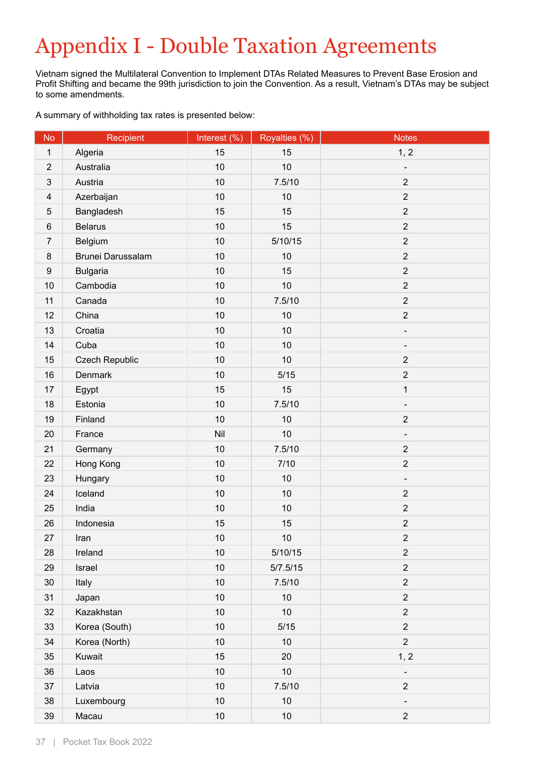# Appendix I - Double Taxation Agreements

Vietnam signed the Multilateral Convention to Implement DTAs Related Measures to Prevent Base Erosion and Profit Shifting and became the 99th jurisdiction to join the Convention. As a result, Vietnam's DTAs may be subject to some amendments.

A summary of withholding tax rates is presented below:

| No | Recipient | Interest (%) | Royalties (%) | Notes |
|---|---|---|---|---|
| 1 | Algeria | 15 | 15 | 1, 2 |
| 2 | Australia | 10 | 10 | - |
| 3 | Austria | 10 | 7.5/10 | 2 |
| 4 | Azerbaijan | 10 | 10 | 2 |
| 5 | Bangladesh | 15 | 15 | 2 |
| 6 | Belarus | 10 | 15 | 2 |
| 7 | Belgium | 10 | 5/10/15 | 2 |
| 8 | Brunei Darussalam | 10 | 10 | 2 |
| 9 | Bulgaria | 10 | 15 | 2 |
| 10 | Cambodia | 10 | 10 | 2 |
| 11 | Canada | 10 | 7.5/10 | 2 |
| 12 | China | 10 | 10 | 2 |
| 13 | Croatia | 10 | 10 | - |
| 14 | Cuba | 10 | 10 | - |
| 15 | Czech Republic | 10 | 10 | 2 |
| 16 | Denmark | 10 | 5/15 | 2 |
| 17 | Egypt | 15 | 15 | 1 |
| 18 | Estonia | 10 | 7.5/10 | - |
| 19 | Finland | 10 | 10 | 2 |
| 20 | France | Nil | 10 | - |
| 21 | Germany | 10 | 7.5/10 | 2 |
| 22 | Hong Kong | 10 | 7/10 | 2 |
| 23 | Hungary | 10 | 10 | - |
| 24 | Iceland | 10 | 10 | 2 |
| 25 | India | 10 | 10 | 2 |
| 26 | Indonesia | 15 | 15 | 2 |
| 27 | Iran | 10 | 10 | 2 |
| 28 | Ireland | 10 | 5/10/15 | 2 |
| 29 | Israel | 10 | 5/7.5/15 | 2 |
| 30 | Italy | 10 | 7.5/10 | 2 |
| 31 | Japan | 10 | 10 | 2 |
| 32 | Kazakhstan | 10 | 10 | 2 |
| 33 | Korea (South) | 10 | 5/15 | 2 |
| 34 | Korea (North) | 10 | 10 | 2 |
| 35 | Kuwait | 15 | 20 | 1, 2 |
| 36 | Laos | 10 | 10 | - |
| 37 | Latvia | 10 | 7.5/10 | 2 |
| 38 | Luxembourg | 10 | 10 | - |
| 39 | Macau | 10 | 10 | 2 |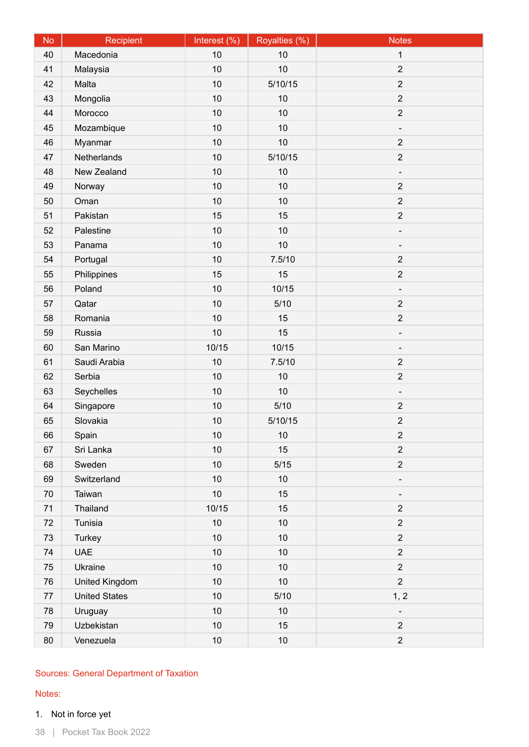| No | Recipient | Interest (%) | Royalties (%) | Notes |
|---|---|---|---|---|
| 40 | Macedonia | 10 | 10 | 1 |
| 41 | Malaysia | 10 | 10 | 2 |
| 42 | Malta | 10 | 5/10/15 | 2 |
| 43 | Mongolia | 10 | 10 | 2 |
| 44 | Morocco | 10 | 10 | 2 |
| 45 | Mozambique | 10 | 10 | - |
| 46 | Myanmar | 10 | 10 | 2 |
| 47 | Netherlands | 10 | 5/10/15 | 2 |
| 48 | New Zealand | 10 | 10 | - |
| 49 | Norway | 10 | 10 | 2 |
| 50 | Oman | 10 | 10 | 2 |
| 51 | Pakistan | 15 | 15 | 2 |
| 52 | Palestine | 10 | 10 | - |
| 53 | Panama | 10 | 10 | - |
| 54 | Portugal | 10 | 7.5/10 | 2 |
| 55 | Philippines | 15 | 15 | 2 |
| 56 | Poland | 10 | 10/15 | - |
| 57 | Qatar | 10 | 5/10 | 2 |
| 58 | Romania | 10 | 15 | 2 |
| 59 | Russia | 10 | 15 | - |
| 60 | San Marino | 10/15 | 10/15 | - |
| 61 | Saudi Arabia | 10 | 7.5/10 | 2 |
| 62 | Serbia | 10 | 10 | 2 |
| 63 | Seychelles | 10 | 10 | - |
| 64 | Singapore | 10 | 5/10 | 2 |
| 65 | Slovakia | 10 | 5/10/15 | 2 |
| 66 | Spain | 10 | 10 | 2 |
| 67 | Sri Lanka | 10 | 15 | 2 |
| 68 | Sweden | 10 | 5/15 | 2 |
| 69 | Switzerland | 10 | 10 | - |
| 70 | Taiwan | 10 | 15 | - |
| 71 | Thailand | 10/15 | 15 | 2 |
| 72 | Tunisia | 10 | 10 | 2 |
| 73 | Turkey | 10 | 10 | 2 |
| 74 | UAE | 10 | 10 | 2 |
| 75 | Ukraine | 10 | 10 | 2 |
| 76 | United Kingdom | 10 | 10 | 2 |
| 77 | United States | 10 | 5/10 | 1, 2 |
| 78 | Uruguay | 10 | 10 | - |
| 79 | Uzbekistan | 10 | 15 | 2 |
| 80 | Venezuela | 10 | 10 | 2 |

Sources: General Department of Taxation

Notes:

1. Not in force yet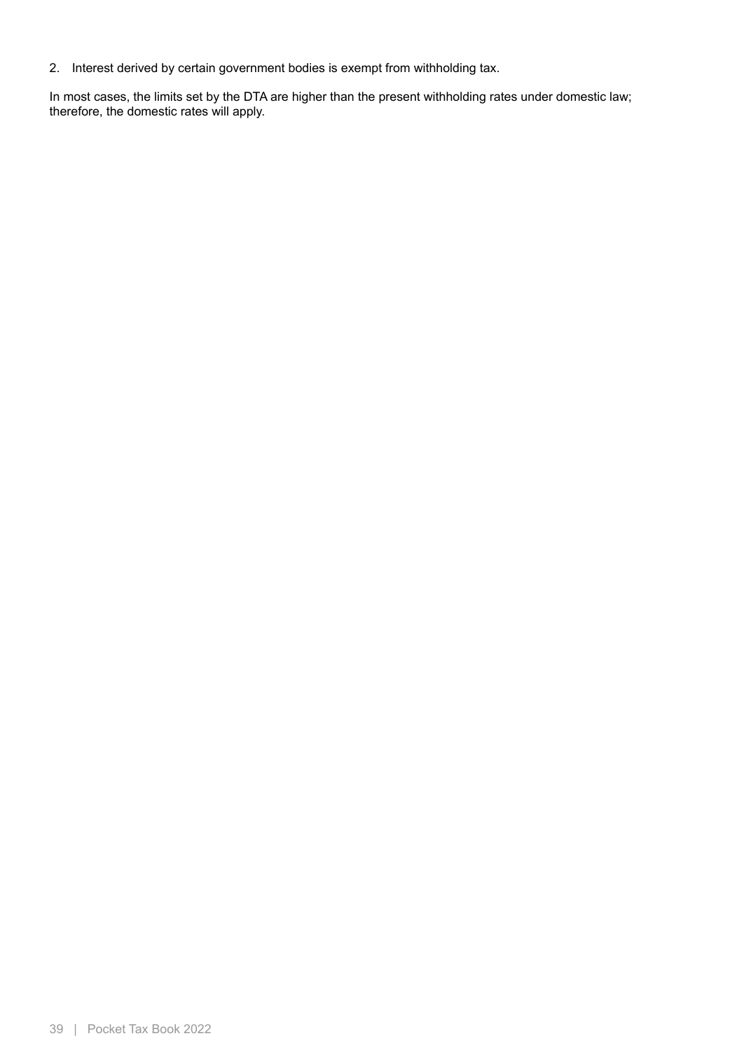2. Interest derived by certain government bodies is exempt from withholding tax.

In most cases, the limits set by the DTA are higher than the present withholding rates under domestic law; therefore, the domestic rates will apply.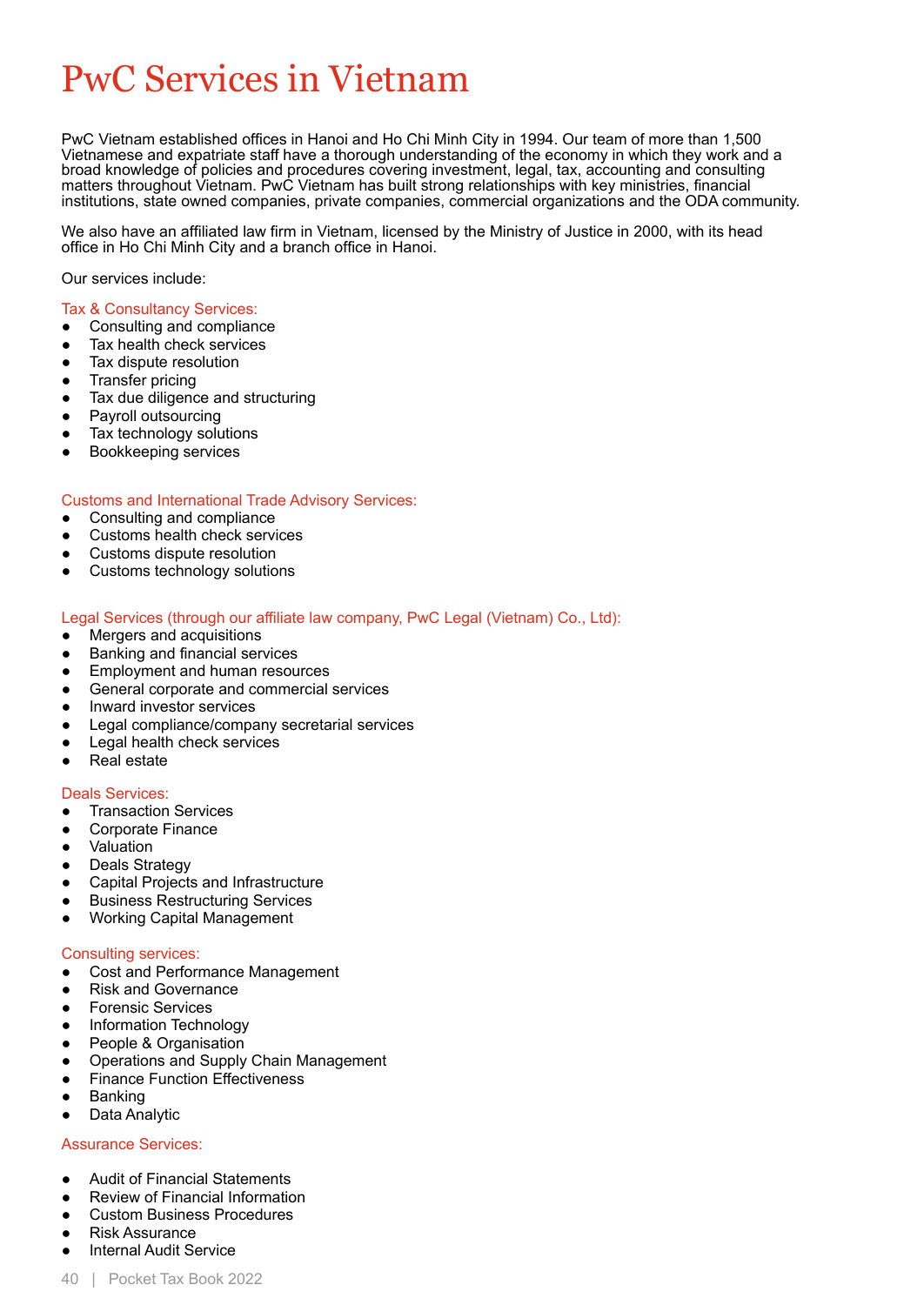# PwC Services in Vietnam

PwC Vietnam established offices in Hanoi and Ho Chi Minh City in 1994. Our team of more than 1,500 Vietnamese and expatriate staff have a thorough understanding of the economy in which they work and a broad knowledge of policies and procedures covering investment, legal, tax, accounting and consulting matters throughout Vietnam. PwC Vietnam has built strong relationships with key ministries, financial institutions, state owned companies, private companies, commercial organizations and the ODA community.

We also have an affiliated law firm in Vietnam, licensed by the Ministry of Justice in 2000, with its head office in Ho Chi Minh City and a branch office in Hanoi.

Our services include:

### Tax & Consultancy Services:

- Consulting and compliance
- Tax health check services
- Tax dispute resolution
- Transfer pricing
- Tax due diligence and structuring
- Payroll outsourcing
- Tax technology solutions
- Bookkeeping services

### Customs and International Trade Advisory Services:

- Consulting and compliance
- Customs health check services
- Customs dispute resolution
- Customs technology solutions

### Legal Services (through our affiliate law company, PwC Legal (Vietnam) Co., Ltd):

- Mergers and acquisitions
- Banking and financial services
- Employment and human resources
- General corporate and commercial services
- Inward investor services
- Legal compliance/company secretarial services
- Legal health check services
- Real estate

### Deals Services:

- Transaction Services
- Corporate Finance
- Valuation
- Deals Strategy
- Capital Projects and Infrastructure
- Business Restructuring Services
- Working Capital Management

### Consulting services:

- Cost and Performance Management
- Risk and Governance
- Forensic Services
- Information Technology
- People & Organisation
- Operations and Supply Chain Management
- Finance Function Effectiveness
- Banking
- Data Analytic

### Assurance Services:

- Audit of Financial Statements
- Review of Financial Information
- Custom Business Procedures
- Risk Assurance
- Internal Audit Service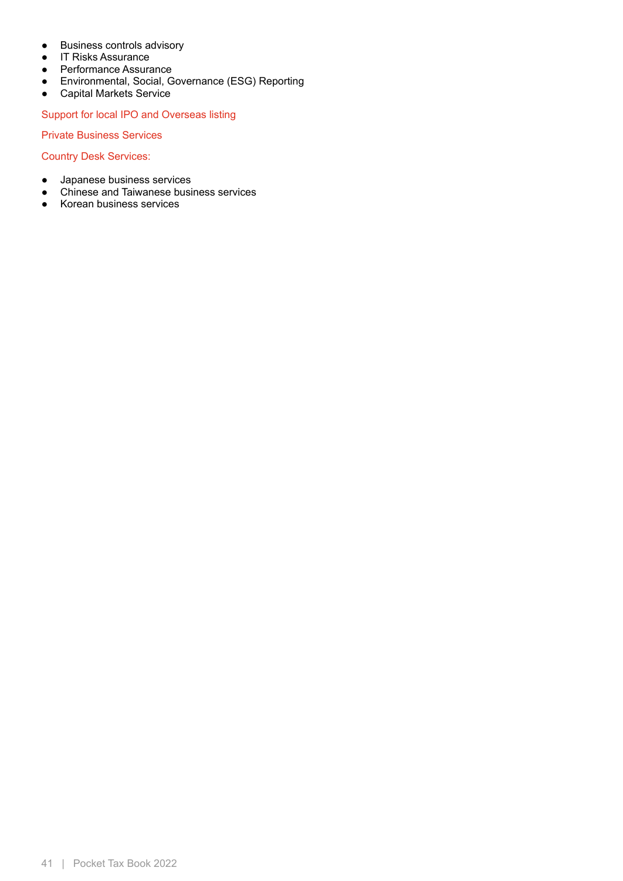- Business controls advisory
- IT Risks Assurance
- Performance Assurance
- Environmental, Social, Governance (ESG) Reporting
- Capital Markets Service

### Support for local IPO and Overseas listing

### Private Business Services

### Country Desk Services:

- Japanese business services
- Chinese and Taiwanese business services
- Korean business services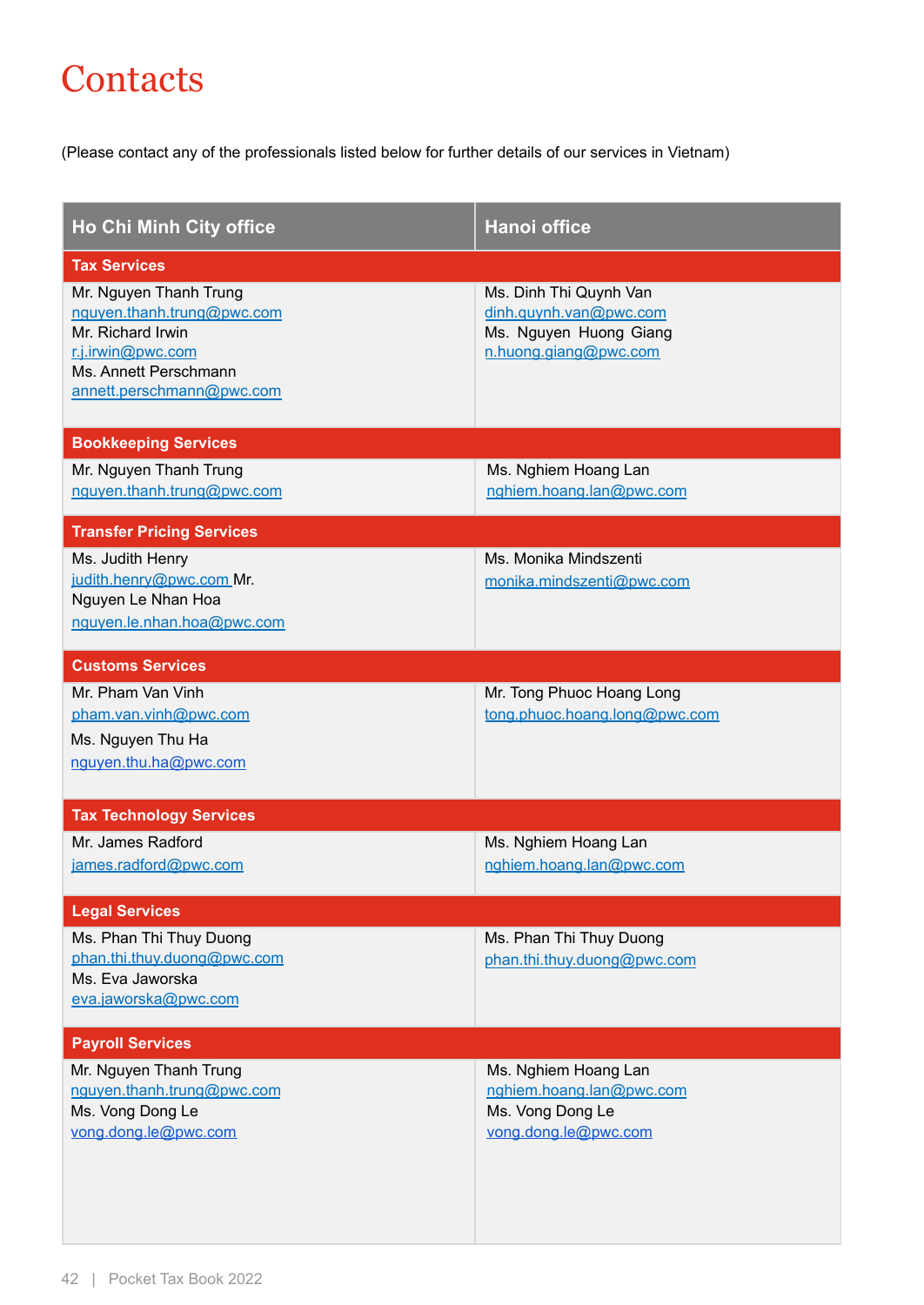# Contacts

(Please contact any of the professionals listed below for further details of our services in Vietnam)

| Ho Chi Minh City office | Hanoi office |
|---|---|
| **Tax Services** | |
| Mr. Nguyen Thanh Trung<br>nguyen.thanh.trung@pwc.com<br>Mr. Richard Irwin<br>r.j.irwin@pwc.com<br>Ms. Annett Perschmann<br>annett.perschmann@pwc.com | Ms. Dinh Thi Quynh Van<br>dinh.quynh.van@pwc.com<br>Ms. Nguyen Huong Giang<br>n.huong.giang@pwc.com |
| **Bookkeeping Services** | |
| Mr. Nguyen Thanh Trung<br>nguyen.thanh.trung@pwc.com | Ms. Nghiem Hoang Lan<br>nghiem.hoang.lan@pwc.com |
| **Transfer Pricing Services** | |
| Ms. Judith Henry<br>judith.henry@pwc.com<br>Mr. Nguyen Le Nhan Hoa<br>nguyen.le.nhan.hoa@pwc.com | Ms. Monika Mindszenti<br>monika.mindszenti@pwc.com |
| **Customs Services** | |
| Mr. Pham Van Vinh<br>pham.van.vinh@pwc.com<br>Ms. Nguyen Thu Ha<br>nguyen.thu.ha@pwc.com | Mr. Tong Phuoc Hoang Long<br>tong.phuoc.hoang.long@pwc.com |
| **Tax Technology Services** | |
| Mr. James Radford<br>james.radford@pwc.com | Ms. Nghiem Hoang Lan<br>nghiem.hoang.lan@pwc.com |
| **Legal Services** | |
| Ms. Phan Thi Thuy Duong<br>phan.thi.thuy.duong@pwc.com<br>Ms. Eva Jaworska<br>eva.jaworska@pwc.com | Ms. Phan Thi Thuy Duong<br>phan.thi.thuy.duong@pwc.com |
| **Payroll Services** | |
| Mr. Nguyen Thanh Trung<br>nguyen.thanh.trung@pwc.com<br>Ms. Vong Dong Le<br>vong.dong.le@pwc.com | Ms. Nghiem Hoang Lan<br>nghiem.hoang.lan@pwc.com<br>Ms. Vong Dong Le<br>vong.dong.le@pwc.com |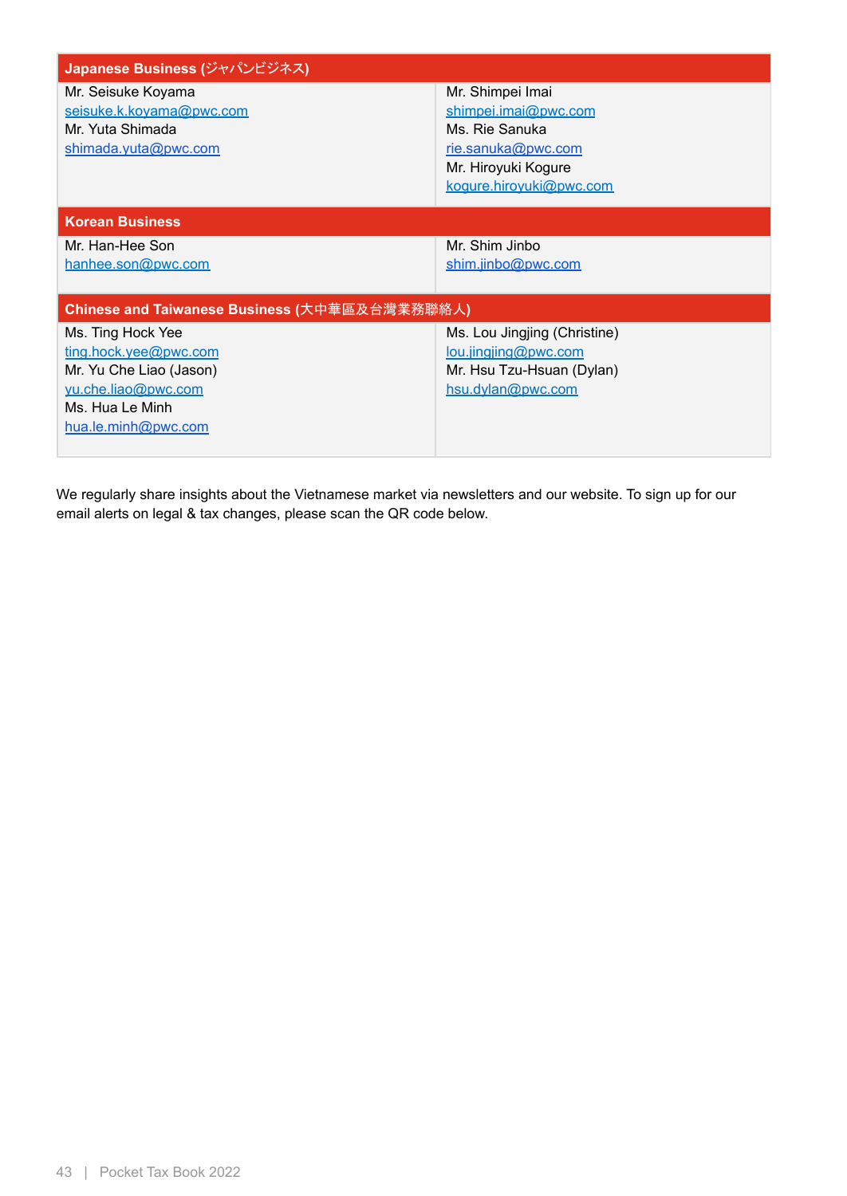| Japanese Business (ジャパンビジネス) | |
|---|---|
| Mr. Seisuke Koyama<br>seisuke.k.koyama@pwc.com<br>Mr. Yuta Shimada<br>shimada.yuta@pwc.com | Mr. Shimpei Imai<br>shimpei.imai@pwc.com<br>Ms. Rie Sanuka<br>rie.sanuka@pwc.com<br>Mr. Hiroyuki Kogure<br>kogure.hiroyuki@pwc.com |
| **Korean Business** | |
| Mr. Han-Hee Son<br>hanhee.son@pwc.com | Mr. Shim Jinbo<br>shim.jinbo@pwc.com |
| **Chinese and Taiwanese Business (大中華區及台灣業務聯絡人)** | |
| Ms. Ting Hock Yee<br>ting.hock.yee@pwc.com<br>Mr. Yu Che Liao (Jason)<br>yu.che.liao@pwc.com<br>Ms. Hua Le Minh<br>hua.le.minh@pwc.com | Ms. Lou Jingjing (Christine)<br>lou.jingjing@pwc.com<br>Mr. Hsu Tzu-Hsuan (Dylan)<br>hsu.dylan@pwc.com |

We regularly share insights about the Vietnamese market via newsletters and our website. To sign up for our email alerts on legal & tax changes, please scan the QR code below.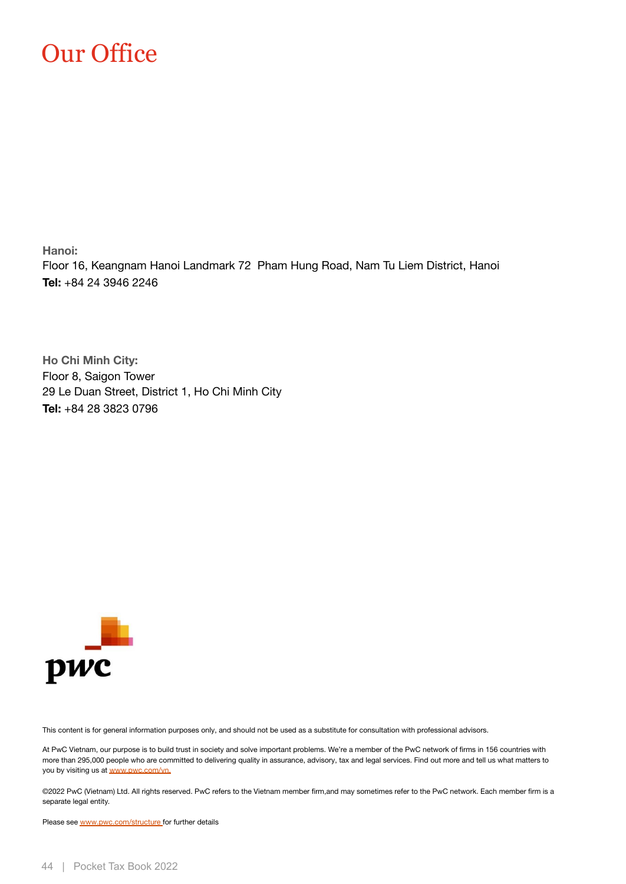# Our Office

**Hanoi:**
Floor 16, Keangnam Hanoi Landmark 72  Pham Hung Road, Nam Tu Liem District, Hanoi
**Tel:** +84 24 3946 2246

**Ho Chi Minh City:**
Floor 8, Saigon Tower
29 Le Duan Street, District 1, Ho Chi Minh City
**Tel:** +84 28 3823 0796

pwc

This content is for general information purposes only, and should not be used as a substitute for consultation with professional advisors.

At PwC Vietnam, our purpose is to build trust in society and solve important problems. We're a member of the PwC network of firms in 156 countries with more than 295,000 people who are committed to delivering quality in assurance, advisory, tax and legal services. Find out more and tell us what matters to you by visiting us at www.pwc.com/vn.

©2022 PwC (Vietnam) Ltd. All rights reserved. PwC refers to the Vietnam member firm,and may sometimes refer to the PwC network. Each member firm is a separate legal entity.

Please see www.pwc.com/structure for further details